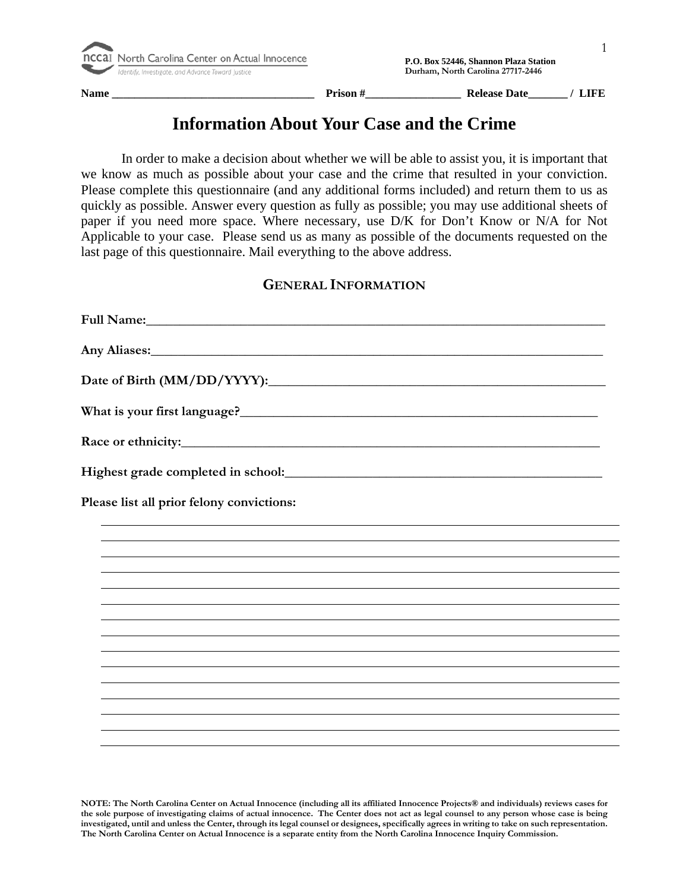North Carolina Center on Actual Innocence
Identify, Investigate, and Advance Toward Justice

**P.O. Box 52446, Shannon Plaza Station**
**Durham, North Carolina 27717-2446**

**Name ___________________________________ Prison #_________________ Release Date_______ / LIFE**

# Information About Your Case and the Crime

In order to make a decision about whether we will be able to assist you, it is important that we know as much as possible about your case and the crime that resulted in your conviction. Please complete this questionnaire (and any additional forms included) and return them to us as quickly as possible. Answer every question as fully as possible; you may use additional sheets of paper if you need more space. Where necessary, use D/K for Don't Know or N/A for Not Applicable to your case. Please send us as many as possible of the documents requested on the last page of this questionnaire. Mail everything to the above address.

## GENERAL INFORMATION

**Full Name:**________________________________________________________________________

**Any Aliases:**______________________________________________________________________

**Date of Birth (MM/DD/YYYY):**_____________________________________________________

**What is your first language?**____________________________________________________

**Race or ethnicity:**______________________________________________________________

**Highest grade completed in school:**______________________________________________

**Please list all prior felony convictions:**

______________________________________________________________________________

______________________________________________________________________________

______________________________________________________________________________

______________________________________________________________________________

______________________________________________________________________________

______________________________________________________________________________

______________________________________________________________________________

______________________________________________________________________________

______________________________________________________________________________

______________________________________________________________________________

______________________________________________________________________________

______________________________________________________________________________

______________________________________________________________________________

______________________________________________________________________________

**NOTE: The North Carolina Center on Actual Innocence (including all its affiliated Innocence Projects® and individuals) reviews cases for the sole purpose of investigating claims of actual innocence. The Center does not act as legal counsel to any person whose case is being investigated, until and unless the Center, through its legal counsel or designees, specifically agrees in writing to take on such representation. The North Carolina Center on Actual Innocence is a separate entity from the North Carolina Innocence Inquiry Commission.**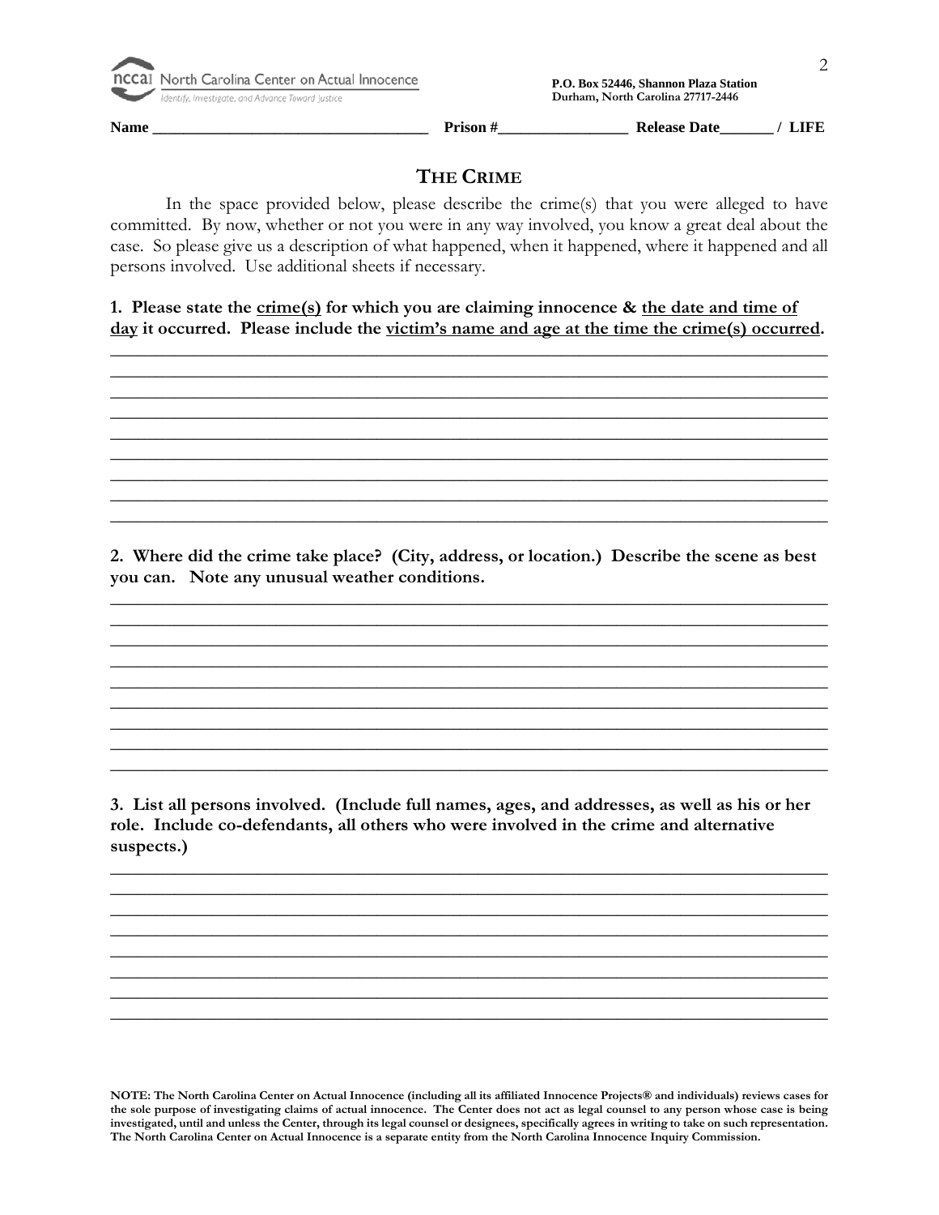North Carolina Center on Actual Innocence
Identify, Investigate, and Advance Toward Justice

P.O. Box 52446, Shannon Plaza Station
Durham, North Carolina 27717-2446

**Name** ___________________________________ **Prison #**_________________ **Release Date**_______ / **LIFE**

## THE CRIME

In the space provided below, please describe the crime(s) that you were alleged to have committed. By now, whether or not you were in any way involved, you know a great deal about the case. So please give us a description of what happened, when it happened, where it happened and all persons involved. Use additional sheets if necessary.

**1. Please state the crime(s) for which you are claiming innocence & the date and time of day it occurred. Please include the victim's name and age at the time the crime(s) occurred.**

_____________________________________________________________________________
_____________________________________________________________________________
_____________________________________________________________________________
_____________________________________________________________________________
_____________________________________________________________________________
_____________________________________________________________________________
_____________________________________________________________________________
_____________________________________________________________________________
_____________________________________________________________________________

**2. Where did the crime take place? (City, address, or location.) Describe the scene as best you can. Note any unusual weather conditions.**

_____________________________________________________________________________
_____________________________________________________________________________
_____________________________________________________________________________
_____________________________________________________________________________
_____________________________________________________________________________
_____________________________________________________________________________
_____________________________________________________________________________
_____________________________________________________________________________
_____________________________________________________________________________

**3. List all persons involved. (Include full names, ages, and addresses, as well as his or her role. Include co-defendants, all others who were involved in the crime and alternative suspects.)**

_____________________________________________________________________________
_____________________________________________________________________________
_____________________________________________________________________________
_____________________________________________________________________________
_____________________________________________________________________________
_____________________________________________________________________________
_____________________________________________________________________________
_____________________________________________________________________________

**NOTE: The North Carolina Center on Actual Innocence (including all its affiliated Innocence Projects® and individuals) reviews cases for the sole purpose of investigating claims of actual innocence. The Center does not act as legal counsel to any person whose case is being investigated, until and unless the Center, through its legal counsel or designees, specifically agrees in writing to take on such representation. The North Carolina Center on Actual Innocence is a separate entity from the North Carolina Innocence Inquiry Commission.**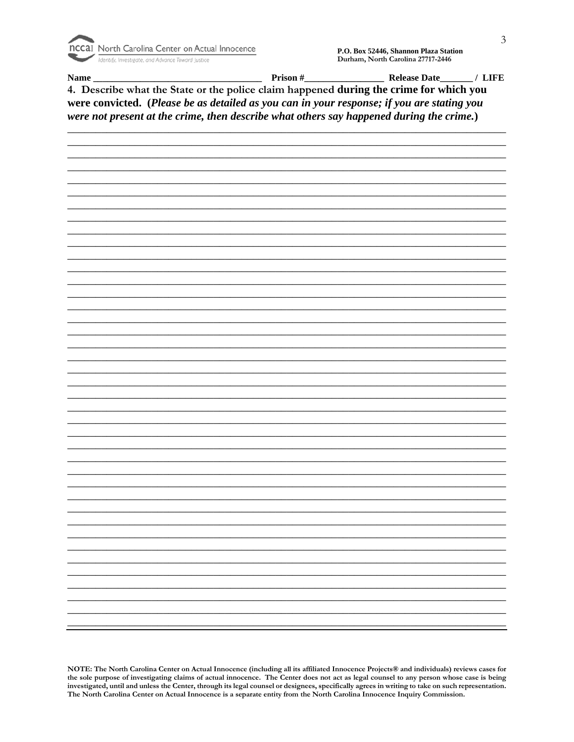North Carolina Center on Actual Innocence

*Identify, Investigate, and Advance Toward Justice*

**P.O. Box 52446, Shannon Plaza Station**
**Durham, North Carolina 27717-2446**

**Name ___________________________________ Prison #________________ Release Date_______ / LIFE**

**4. Describe what the State or the police claim happened during the crime for which you were convicted. (*Please be as detailed as you can in your response; if you are stating you were not present at the crime, then describe what others say happened during the crime.*)**

______________________________________________________________________________

______________________________________________________________________________

______________________________________________________________________________

______________________________________________________________________________

______________________________________________________________________________

______________________________________________________________________________

______________________________________________________________________________

______________________________________________________________________________

______________________________________________________________________________

______________________________________________________________________________

______________________________________________________________________________

______________________________________________________________________________

______________________________________________________________________________

______________________________________________________________________________

______________________________________________________________________________

______________________________________________________________________________

______________________________________________________________________________

______________________________________________________________________________

______________________________________________________________________________

______________________________________________________________________________

______________________________________________________________________________

______________________________________________________________________________

______________________________________________________________________________

______________________________________________________________________________

______________________________________________________________________________

______________________________________________________________________________

______________________________________________________________________________

______________________________________________________________________________

______________________________________________________________________________

______________________________________________________________________________

______________________________________________________________________________

______________________________________________________________________________

______________________________________________________________________________

______________________________________________________________________________

______________________________________________________________________________

______________________________________________________________________________

______________________________________________________________________________

**NOTE: The North Carolina Center on Actual Innocence (including all its affiliated Innocence Projects® and individuals) reviews cases for the sole purpose of investigating claims of actual innocence. The Center does not act as legal counsel to any person whose case is being investigated, until and unless the Center, through its legal counsel or designees, specifically agrees in writing to take on such representation. The North Carolina Center on Actual Innocence is a separate entity from the North Carolina Innocence Inquiry Commission.**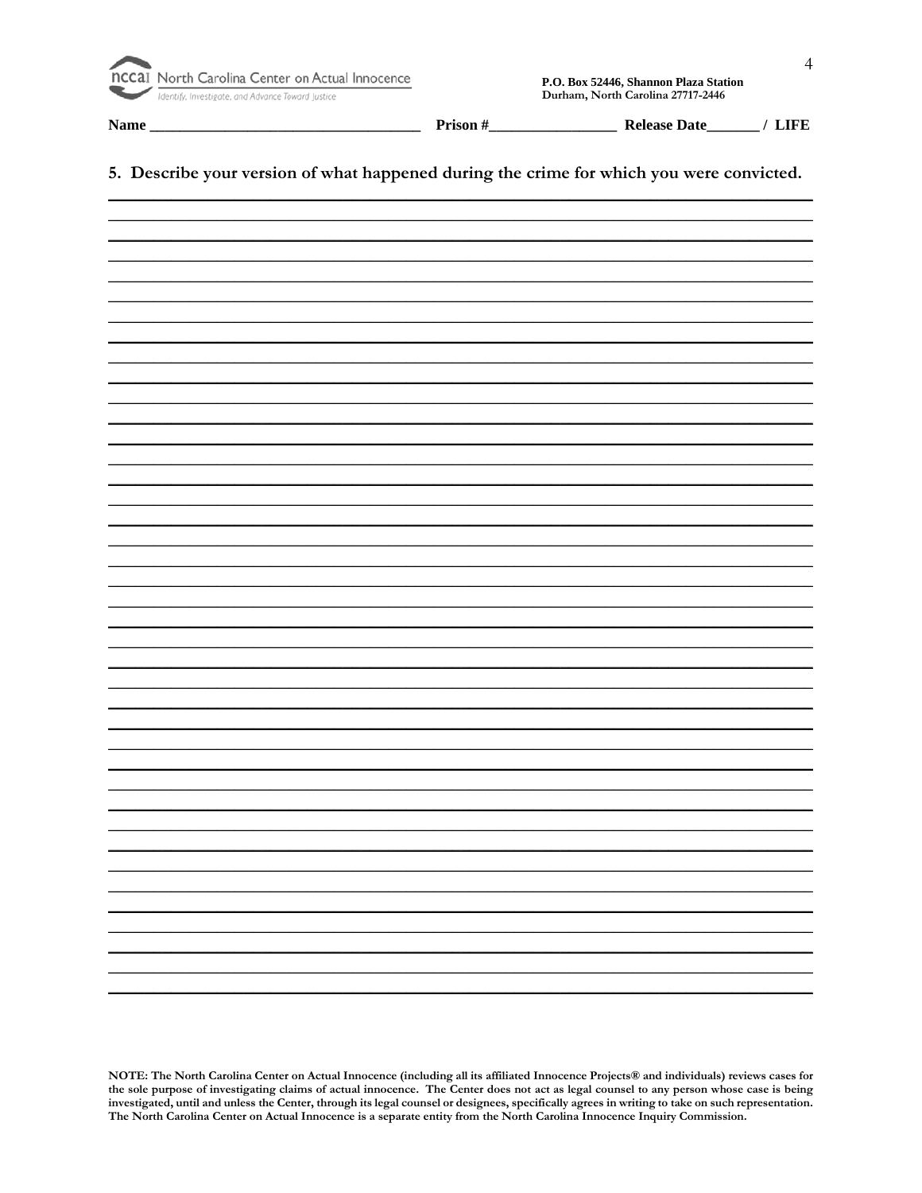North Carolina Center on Actual Innocence

Identify, Investigate, and Advance Toward Justice

P.O. Box 52446, Shannon Plaza Station
Durham, North Carolina 27717-2446

**Name** ___________________________________ **Prison #**________________ **Release Date**_______ / **LIFE**

**5. Describe your version of what happened during the crime for which you were convicted.**

______________________________________________________________________________

______________________________________________________________________________

______________________________________________________________________________

______________________________________________________________________________

______________________________________________________________________________

______________________________________________________________________________

______________________________________________________________________________

______________________________________________________________________________

______________________________________________________________________________

______________________________________________________________________________

______________________________________________________________________________

______________________________________________________________________________

______________________________________________________________________________

______________________________________________________________________________

______________________________________________________________________________

______________________________________________________________________________

______________________________________________________________________________

______________________________________________________________________________

______________________________________________________________________________

______________________________________________________________________________

______________________________________________________________________________

______________________________________________________________________________

______________________________________________________________________________

______________________________________________________________________________

______________________________________________________________________________

______________________________________________________________________________

______________________________________________________________________________

______________________________________________________________________________

______________________________________________________________________________

______________________________________________________________________________

______________________________________________________________________________

______________________________________________________________________________

______________________________________________________________________________

______________________________________________________________________________

______________________________________________________________________________

______________________________________________________________________________

______________________________________________________________________________

______________________________________________________________________________

______________________________________________________________________________

______________________________________________________________________________

**NOTE: The North Carolina Center on Actual Innocence (including all its affiliated Innocence Projects® and individuals) reviews cases for the sole purpose of investigating claims of actual innocence. The Center does not act as legal counsel to any person whose case is being investigated, until and unless the Center, through its legal counsel or designees, specifically agrees in writing to take on such representation. The North Carolina Center on Actual Innocence is a separate entity from the North Carolina Innocence Inquiry Commission.**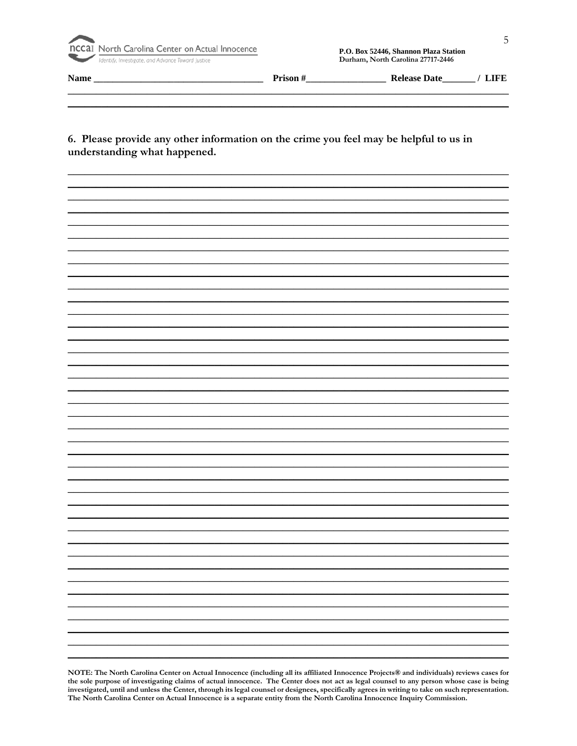North Carolina Center on Actual Innocence
Identify, Investigate, and Advance Toward Justice

**P.O. Box 52446, Shannon Plaza Station**
**Durham, North Carolina 27717-2446**

**Name ___________________________________ Prison #_________________ Release Date_______ / LIFE**

**6. Please provide any other information on the crime you feel may be helpful to us in understanding what happened.**

**NOTE: The North Carolina Center on Actual Innocence (including all its affiliated Innocence Projects® and individuals) reviews cases for the sole purpose of investigating claims of actual innocence. The Center does not act as legal counsel to any person whose case is being investigated, until and unless the Center, through its legal counsel or designees, specifically agrees in writing to take on such representation. The North Carolina Center on Actual Innocence is a separate entity from the North Carolina Innocence Inquiry Commission.**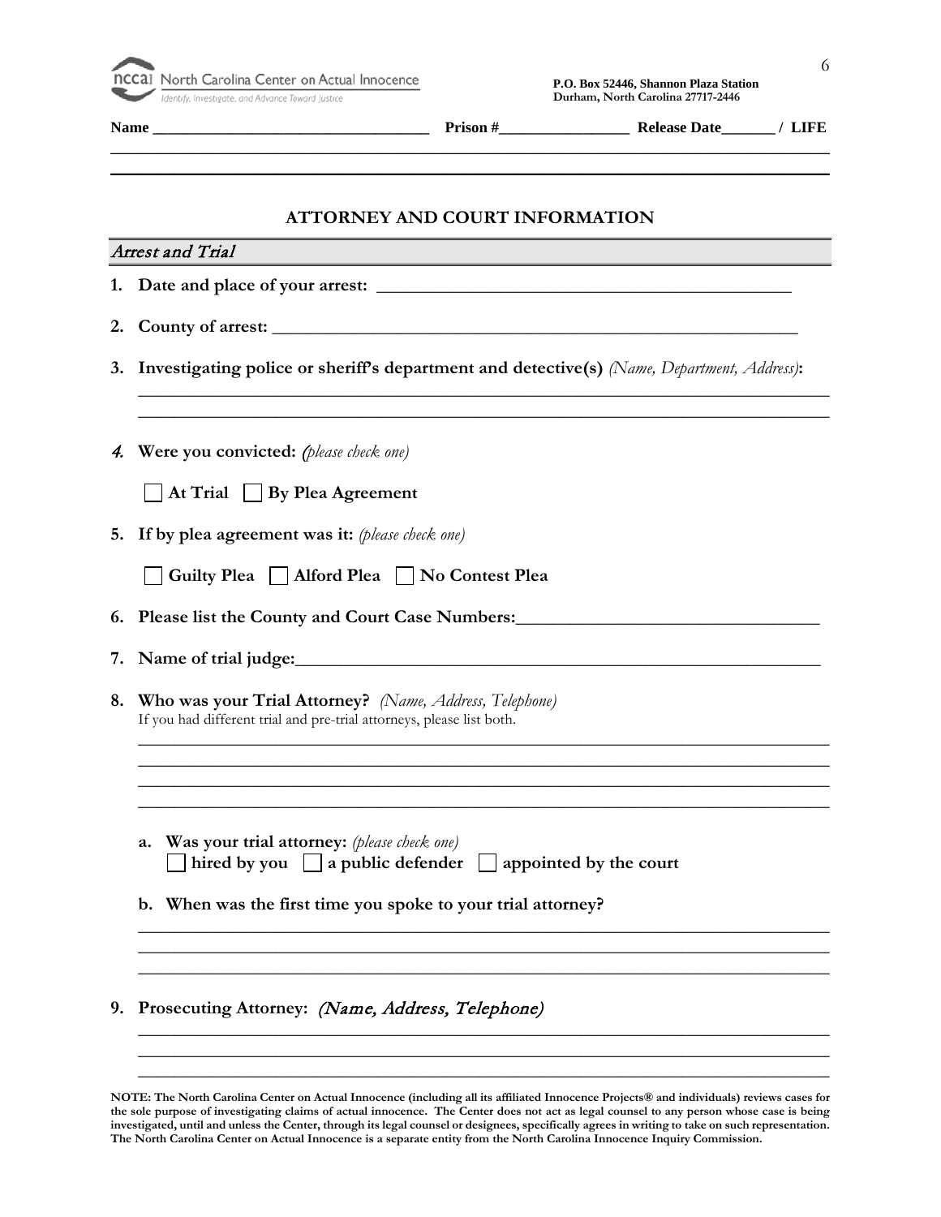nccai North Carolina Center on Actual Innocence
*Identify, Investigate, and Advance Toward Justice*

**P.O. Box 52446, Shannon Plaza Station**
**Durham, North Carolina 27717-2446**

**Name** ___________________________________ **Prison #**_________________ **Release Date**_______ / **LIFE**

## ATTORNEY AND COURT INFORMATION

### *Arrest and Trial*

1. **Date and place of your arrest:** ______________________________________________

2. **County of arrest:** ____________________________________________________________

3. **Investigating police or sheriff's department and detective(s)** *(Name, Department, Address)*:
______________________________________________________________________________
______________________________________________________________________________

4. **Were you convicted:** *(please check one)*

   ☐ **At Trial** ☐ **By Plea Agreement**

5. **If by plea agreement was it:** *(please check one)*

   ☐ **Guilty Plea** ☐ **Alford Plea** ☐ **No Contest Plea**

6. **Please list the County and Court Case Numbers:**_________________________________

7. **Name of trial judge:**_____________________________________________________________

8. **Who was your Trial Attorney?** *(Name, Address, Telephone)*
   If you had different trial and pre-trial attorneys, please list both.
______________________________________________________________________________
______________________________________________________________________________
______________________________________________________________________________
______________________________________________________________________________

   a. **Was your trial attorney:** *(please check one)*
      ☐ **hired by you** ☐ **a public defender** ☐ **appointed by the court**

   b. **When was the first time you spoke to your trial attorney?**
______________________________________________________________________________
______________________________________________________________________________
______________________________________________________________________________

9. **Prosecuting Attorney:** *(Name, Address, Telephone)*
______________________________________________________________________________
______________________________________________________________________________
______________________________________________________________________________

**NOTE: The North Carolina Center on Actual Innocence (including all its affiliated Innocence Projects® and individuals) reviews cases for the sole purpose of investigating claims of actual innocence. The Center does not act as legal counsel to any person whose case is being investigated, until and unless the Center, through its legal counsel or designees, specifically agrees in writing to take on such representation. The North Carolina Center on Actual Innocence is a separate entity from the North Carolina Innocence Inquiry Commission.**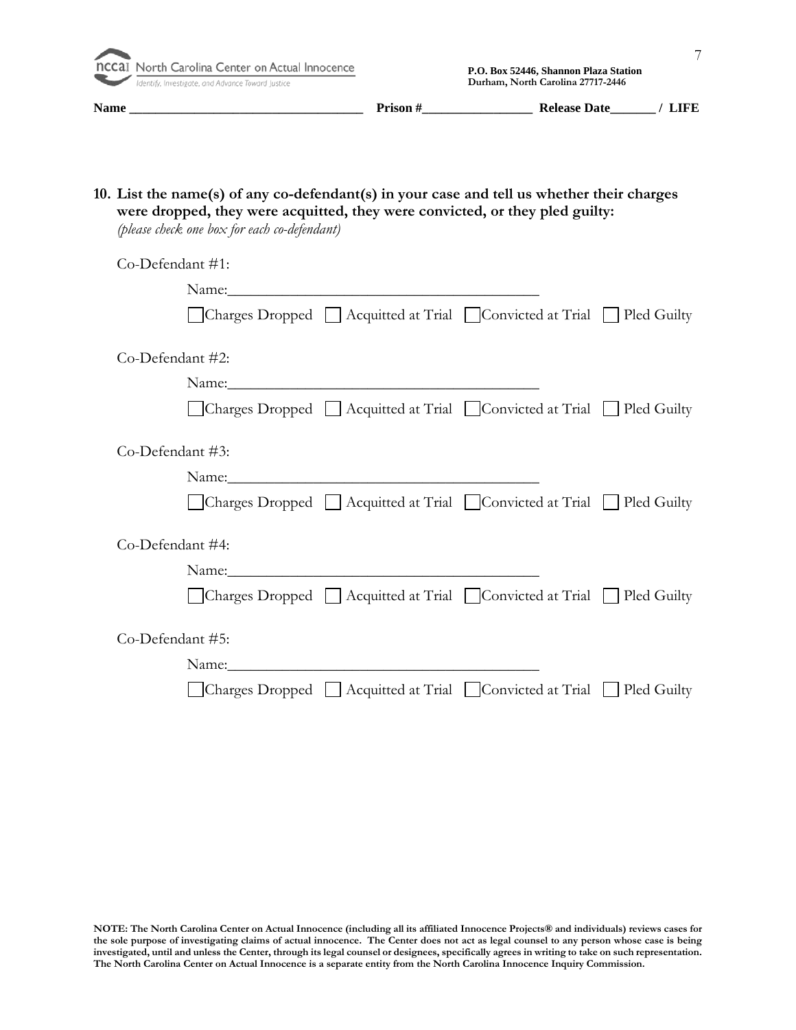NCCAI North Carolina Center on Actual Innocence
*Identify, Investigate, and Advance Toward Justice*

**P.O. Box 52446, Shannon Plaza Station**
**Durham, North Carolina 27717-2446**

**Name ___________________________________ Prison #________________ Release Date_______ / LIFE**

**10. List the name(s) of any co-defendant(s) in your case and tell us whether their charges were dropped, they were acquitted, they were convicted, or they pled guilty:**
*(please check one box for each co-defendant)*

Co-Defendant #1:

Name:_________________________________________

☐ Charges Dropped ☐ Acquitted at Trial ☐ Convicted at Trial ☐ Pled Guilty

Co-Defendant #2:

Name:_________________________________________

☐ Charges Dropped ☐ Acquitted at Trial ☐ Convicted at Trial ☐ Pled Guilty

Co-Defendant #3:

Name:_________________________________________

☐ Charges Dropped ☐ Acquitted at Trial ☐ Convicted at Trial ☐ Pled Guilty

Co-Defendant #4:

Name:_________________________________________

☐ Charges Dropped ☐ Acquitted at Trial ☐ Convicted at Trial ☐ Pled Guilty

Co-Defendant #5:

Name:_________________________________________

☐ Charges Dropped ☐ Acquitted at Trial ☐ Convicted at Trial ☐ Pled Guilty

**NOTE: The North Carolina Center on Actual Innocence (including all its affiliated Innocence Projects® and individuals) reviews cases for the sole purpose of investigating claims of actual innocence. The Center does not act as legal counsel to any person whose case is being investigated, until and unless the Center, through its legal counsel or designees, specifically agrees in writing to take on such representation. The North Carolina Center on Actual Innocence is a separate entity from the North Carolina Innocence Inquiry Commission.**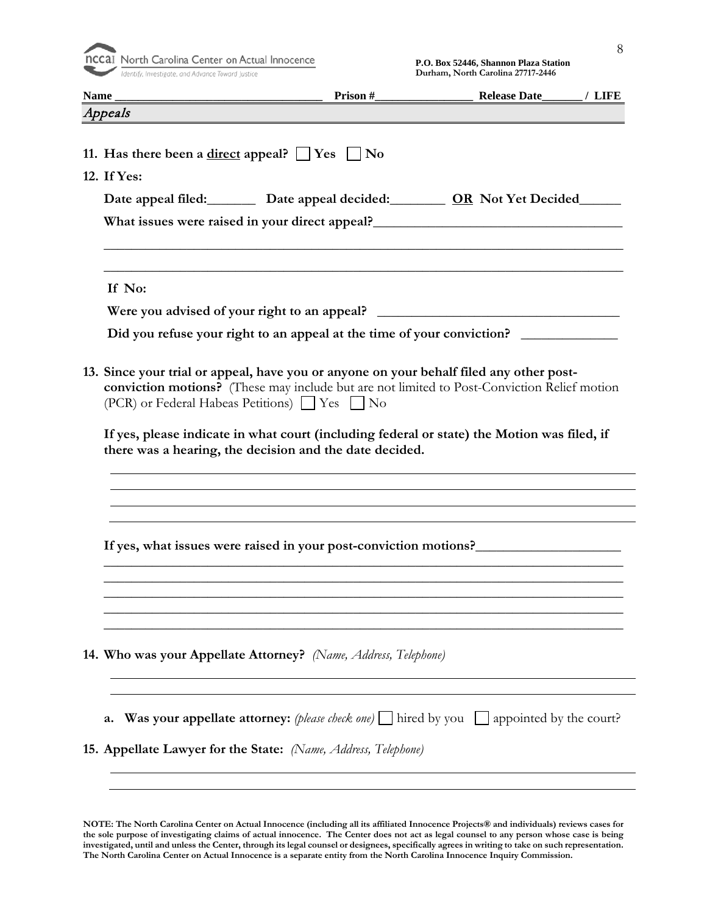**Name \_\_\_\_\_\_\_\_\_\_\_\_\_\_\_\_\_\_\_\_\_\_\_\_\_\_\_\_\_\_\_\_\_\_ Prison #\_\_\_\_\_\_\_\_\_\_\_\_\_\_\_\_ Release Date\_\_\_\_\_\_\_ / LIFE**

## *Appeals*

**11. Has there been a <u>direct</u> appeal?** ☐ **Yes** ☐ **No**

**12. If Yes:**

**Date appeal filed:\_\_\_\_\_\_\_ Date appeal decided:\_\_\_\_\_\_\_\_ <u>OR</u> Not Yet Decided\_\_\_\_\_\_**

**What issues were raised in your direct appeal?\_\_\_\_\_\_\_\_\_\_\_\_\_\_\_\_\_\_\_\_\_\_\_\_\_\_\_\_\_\_\_\_\_\_\_\_**

\_\_\_\_\_\_\_\_\_\_\_\_\_\_\_\_\_\_\_\_\_\_\_\_\_\_\_\_\_\_\_\_\_\_\_\_\_\_\_\_\_\_\_\_\_\_\_\_\_\_\_\_\_\_\_\_\_\_\_\_\_\_\_\_\_\_\_\_\_\_\_\_\_\_\_\_

\_\_\_\_\_\_\_\_\_\_\_\_\_\_\_\_\_\_\_\_\_\_\_\_\_\_\_\_\_\_\_\_\_\_\_\_\_\_\_\_\_\_\_\_\_\_\_\_\_\_\_\_\_\_\_\_\_\_\_\_\_\_\_\_\_\_\_\_\_\_\_\_\_\_\_\_

**If No:**

**Were you advised of your right to an appeal?** \_\_\_\_\_\_\_\_\_\_\_\_\_\_\_\_\_\_\_\_\_\_\_\_\_\_\_\_\_\_\_\_\_\_\_

**Did you refuse your right to an appeal at the time of your conviction?** \_\_\_\_\_\_\_\_\_\_\_\_\_\_

**13. Since your trial or appeal, have you or anyone on your behalf filed any other post-conviction motions?** (These may include but are not limited to Post-Conviction Relief motion (PCR) or Federal Habeas Petitions) ☐ Yes ☐ No

**If yes, please indicate in what court (including federal or state) the Motion was filed, if there was a hearing, the decision and the date decided.**

\_\_\_\_\_\_\_\_\_\_\_\_\_\_\_\_\_\_\_\_\_\_\_\_\_\_\_\_\_\_\_\_\_\_\_\_\_\_\_\_\_\_\_\_\_\_\_\_\_\_\_\_\_\_\_\_\_\_\_\_\_\_\_\_\_\_\_\_\_\_\_\_\_\_\_\_

\_\_\_\_\_\_\_\_\_\_\_\_\_\_\_\_\_\_\_\_\_\_\_\_\_\_\_\_\_\_\_\_\_\_\_\_\_\_\_\_\_\_\_\_\_\_\_\_\_\_\_\_\_\_\_\_\_\_\_\_\_\_\_\_\_\_\_\_\_\_\_\_\_\_\_\_

\_\_\_\_\_\_\_\_\_\_\_\_\_\_\_\_\_\_\_\_\_\_\_\_\_\_\_\_\_\_\_\_\_\_\_\_\_\_\_\_\_\_\_\_\_\_\_\_\_\_\_\_\_\_\_\_\_\_\_\_\_\_\_\_\_\_\_\_\_\_\_\_\_\_\_\_

\_\_\_\_\_\_\_\_\_\_\_\_\_\_\_\_\_\_\_\_\_\_\_\_\_\_\_\_\_\_\_\_\_\_\_\_\_\_\_\_\_\_\_\_\_\_\_\_\_\_\_\_\_\_\_\_\_\_\_\_\_\_\_\_\_\_\_\_\_\_\_\_\_\_\_\_

**If yes, what issues were raised in your post-conviction motions?**\_\_\_\_\_\_\_\_\_\_\_\_\_\_\_\_\_\_\_\_

\_\_\_\_\_\_\_\_\_\_\_\_\_\_\_\_\_\_\_\_\_\_\_\_\_\_\_\_\_\_\_\_\_\_\_\_\_\_\_\_\_\_\_\_\_\_\_\_\_\_\_\_\_\_\_\_\_\_\_\_\_\_\_\_\_\_\_\_\_\_\_\_\_\_\_\_

\_\_\_\_\_\_\_\_\_\_\_\_\_\_\_\_\_\_\_\_\_\_\_\_\_\_\_\_\_\_\_\_\_\_\_\_\_\_\_\_\_\_\_\_\_\_\_\_\_\_\_\_\_\_\_\_\_\_\_\_\_\_\_\_\_\_\_\_\_\_\_\_\_\_\_\_

\_\_\_\_\_\_\_\_\_\_\_\_\_\_\_\_\_\_\_\_\_\_\_\_\_\_\_\_\_\_\_\_\_\_\_\_\_\_\_\_\_\_\_\_\_\_\_\_\_\_\_\_\_\_\_\_\_\_\_\_\_\_\_\_\_\_\_\_\_\_\_\_\_\_\_\_

\_\_\_\_\_\_\_\_\_\_\_\_\_\_\_\_\_\_\_\_\_\_\_\_\_\_\_\_\_\_\_\_\_\_\_\_\_\_\_\_\_\_\_\_\_\_\_\_\_\_\_\_\_\_\_\_\_\_\_\_\_\_\_\_\_\_\_\_\_\_\_\_\_\_\_\_

\_\_\_\_\_\_\_\_\_\_\_\_\_\_\_\_\_\_\_\_\_\_\_\_\_\_\_\_\_\_\_\_\_\_\_\_\_\_\_\_\_\_\_\_\_\_\_\_\_\_\_\_\_\_\_\_\_\_\_\_\_\_\_\_\_\_\_\_\_\_\_\_\_\_\_\_

**14. Who was your Appellate Attorney?** *(Name, Address, Telephone)*

\_\_\_\_\_\_\_\_\_\_\_\_\_\_\_\_\_\_\_\_\_\_\_\_\_\_\_\_\_\_\_\_\_\_\_\_\_\_\_\_\_\_\_\_\_\_\_\_\_\_\_\_\_\_\_\_\_\_\_\_\_\_\_\_\_\_\_\_\_\_\_\_\_\_\_\_

\_\_\_\_\_\_\_\_\_\_\_\_\_\_\_\_\_\_\_\_\_\_\_\_\_\_\_\_\_\_\_\_\_\_\_\_\_\_\_\_\_\_\_\_\_\_\_\_\_\_\_\_\_\_\_\_\_\_\_\_\_\_\_\_\_\_\_\_\_\_\_\_\_\_\_\_

**a. Was your appellate attorney:** *(please check one)* ☐ hired by you ☐ appointed by the court?

**15. Appellate Lawyer for the State:** *(Name, Address, Telephone)*

\_\_\_\_\_\_\_\_\_\_\_\_\_\_\_\_\_\_\_\_\_\_\_\_\_\_\_\_\_\_\_\_\_\_\_\_\_\_\_\_\_\_\_\_\_\_\_\_\_\_\_\_\_\_\_\_\_\_\_\_\_\_\_\_\_\_\_\_\_\_\_\_\_\_\_\_

\_\_\_\_\_\_\_\_\_\_\_\_\_\_\_\_\_\_\_\_\_\_\_\_\_\_\_\_\_\_\_\_\_\_\_\_\_\_\_\_\_\_\_\_\_\_\_\_\_\_\_\_\_\_\_\_\_\_\_\_\_\_\_\_\_\_\_\_\_\_\_\_\_\_\_\_

**NOTE: The North Carolina Center on Actual Innocence (including all its affiliated Innocence Projects® and individuals) reviews cases for the sole purpose of investigating claims of actual innocence. The Center does not act as legal counsel to any person whose case is being investigated, until and unless the Center, through its legal counsel or designees, specifically agrees in writing to take on such representation. The North Carolina Center on Actual Innocence is a separate entity from the North Carolina Innocence Inquiry Commission.**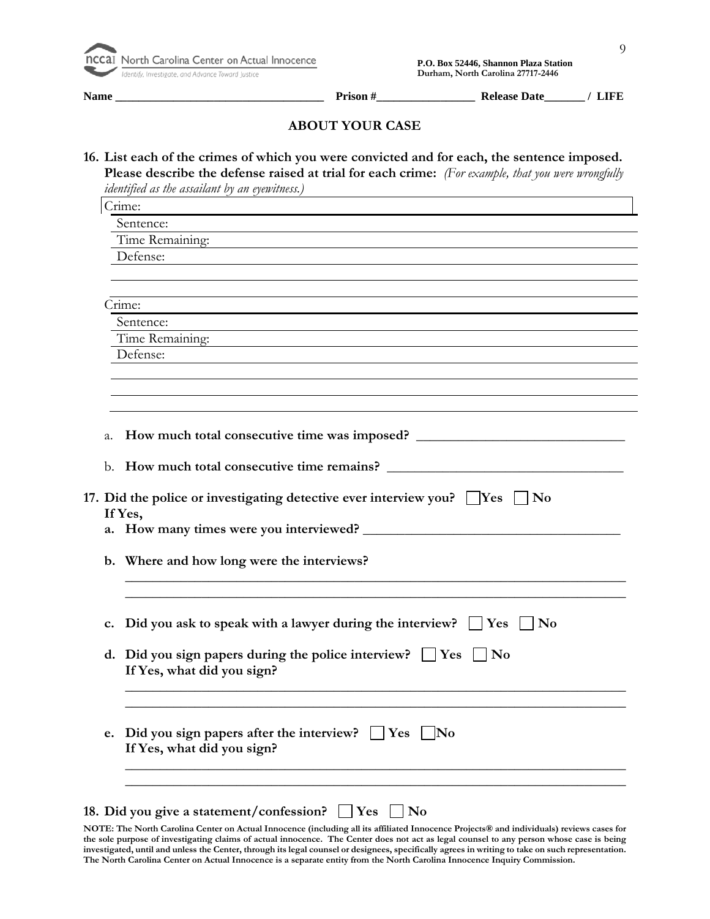nccai North Carolina Center on Actual Innocence
*Identify, Investigate, and Advance Toward Justice*

**P.O. Box 52446, Shannon Plaza Station**
**Durham, North Carolina 27717-2446**

**Name \_\_\_\_\_\_\_\_\_\_\_\_\_\_\_\_\_\_\_\_\_\_\_\_\_\_\_\_\_\_\_\_\_\_ Prison #\_\_\_\_\_\_\_\_\_\_\_\_\_\_\_\_ Release Date\_\_\_\_\_\_\_ / LIFE**

## ABOUT YOUR CASE

**16. List each of the crimes of which you were convicted and for each, the sentence imposed. Please describe the defense raised at trial for each crime:** *(For example, that you were wrongfully identified as the assailant by an eyewitness.)*

Crime:

Sentence:

Time Remaining:

Defense:

Crime:

Sentence:

Time Remaining:

Defense:

a. **How much total consecutive time was imposed?** \_\_\_\_\_\_\_\_\_\_\_\_\_\_\_\_\_\_\_\_\_\_\_\_\_\_\_\_\_\_

b. **How much total consecutive time remains?** \_\_\_\_\_\_\_\_\_\_\_\_\_\_\_\_\_\_\_\_\_\_\_\_\_\_\_\_\_\_\_\_\_\_

**17. Did the police or investigating detective ever interview you?** ☐ **Yes** ☐ **No**
**If Yes,**

**a. How many times were you interviewed?** \_\_\_\_\_\_\_\_\_\_\_\_\_\_\_\_\_\_\_\_\_\_\_\_\_\_\_\_\_\_\_\_\_\_\_\_\_\_

**b. Where and how long were the interviews?**

\_\_\_\_\_\_\_\_\_\_\_\_\_\_\_\_\_\_\_\_\_\_\_\_\_\_\_\_\_\_\_\_\_\_\_\_\_\_\_\_\_\_\_\_\_\_\_\_\_\_\_\_\_\_\_\_\_\_\_\_\_\_\_\_\_\_\_\_\_\_\_\_\_\_\_
\_\_\_\_\_\_\_\_\_\_\_\_\_\_\_\_\_\_\_\_\_\_\_\_\_\_\_\_\_\_\_\_\_\_\_\_\_\_\_\_\_\_\_\_\_\_\_\_\_\_\_\_\_\_\_\_\_\_\_\_\_\_\_\_\_\_\_\_\_\_\_\_\_\_\_

**c. Did you ask to speak with a lawyer during the interview?** ☐ **Yes** ☐ **No**

**d. Did you sign papers during the police interview?** ☐ **Yes** ☐ **No**
**If Yes, what did you sign?**

\_\_\_\_\_\_\_\_\_\_\_\_\_\_\_\_\_\_\_\_\_\_\_\_\_\_\_\_\_\_\_\_\_\_\_\_\_\_\_\_\_\_\_\_\_\_\_\_\_\_\_\_\_\_\_\_\_\_\_\_\_\_\_\_\_\_\_\_\_\_\_\_\_\_\_
\_\_\_\_\_\_\_\_\_\_\_\_\_\_\_\_\_\_\_\_\_\_\_\_\_\_\_\_\_\_\_\_\_\_\_\_\_\_\_\_\_\_\_\_\_\_\_\_\_\_\_\_\_\_\_\_\_\_\_\_\_\_\_\_\_\_\_\_\_\_\_\_\_\_\_

**e. Did you sign papers after the interview?** ☐ **Yes** ☐ **No**
**If Yes, what did you sign?**

\_\_\_\_\_\_\_\_\_\_\_\_\_\_\_\_\_\_\_\_\_\_\_\_\_\_\_\_\_\_\_\_\_\_\_\_\_\_\_\_\_\_\_\_\_\_\_\_\_\_\_\_\_\_\_\_\_\_\_\_\_\_\_\_\_\_\_\_\_\_\_\_\_\_\_
\_\_\_\_\_\_\_\_\_\_\_\_\_\_\_\_\_\_\_\_\_\_\_\_\_\_\_\_\_\_\_\_\_\_\_\_\_\_\_\_\_\_\_\_\_\_\_\_\_\_\_\_\_\_\_\_\_\_\_\_\_\_\_\_\_\_\_\_\_\_\_\_\_\_\_

**18. Did you give a statement/confession?** ☐ **Yes** ☐ **No**

**NOTE: The North Carolina Center on Actual Innocence (including all its affiliated Innocence Projects® and individuals) reviews cases for the sole purpose of investigating claims of actual innocence. The Center does not act as legal counsel to any person whose case is being investigated, until and unless the Center, through its legal counsel or designees, specifically agrees in writing to take on such representation. The North Carolina Center on Actual Innocence is a separate entity from the North Carolina Innocence Inquiry Commission.**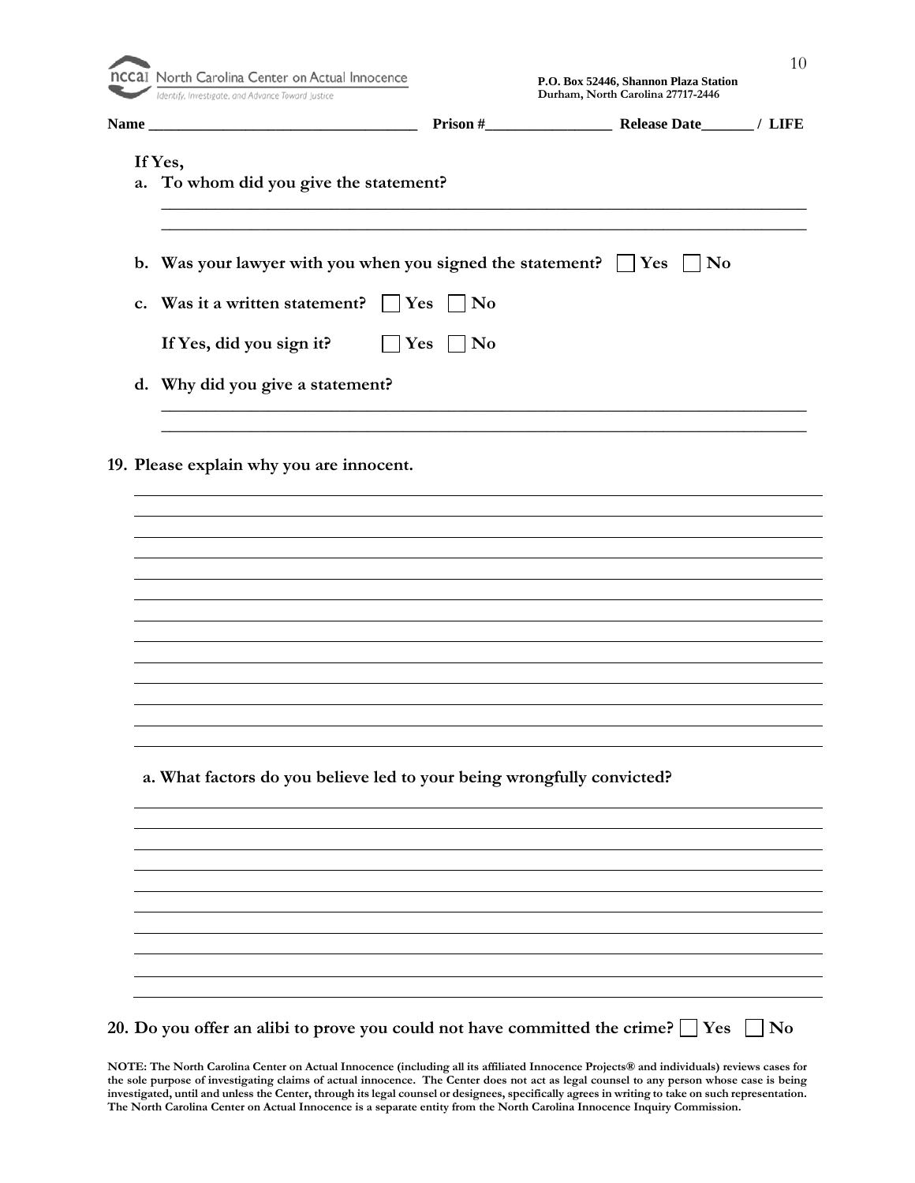Name ___________________________________ Prison #________________ Release Date_______ / LIFE

If Yes,

a. To whom did you give the statement?

_______________________________________________________________________________

_______________________________________________________________________________

b. Was your lawyer with you when you signed the statement? ☐ Yes ☐ No

c. Was it a written statement? ☐ Yes ☐ No

If Yes, did you sign it? ☐ Yes ☐ No

d. Why did you give a statement?

_______________________________________________________________________________

_______________________________________________________________________________

**19. Please explain why you are innocent.**

_______________________________________________________________________________

_______________________________________________________________________________

_______________________________________________________________________________

_______________________________________________________________________________

_______________________________________________________________________________

_______________________________________________________________________________

_______________________________________________________________________________

_______________________________________________________________________________

_______________________________________________________________________________

_______________________________________________________________________________

_______________________________________________________________________________

_______________________________________________________________________________

**a. What factors do you believe led to your being wrongfully convicted?**

_______________________________________________________________________________

_______________________________________________________________________________

_______________________________________________________________________________

_______________________________________________________________________________

_______________________________________________________________________________

_______________________________________________________________________________

_______________________________________________________________________________

_______________________________________________________________________________

_______________________________________________________________________________

**20. Do you offer an alibi to prove you could not have committed the crime? ☐ Yes ☐ No**

**NOTE: The North Carolina Center on Actual Innocence (including all its affiliated Innocence Projects® and individuals) reviews cases for the sole purpose of investigating claims of actual innocence. The Center does not act as legal counsel to any person whose case is being investigated, until and unless the Center, through its legal counsel or designees, specifically agrees in writing to take on such representation. The North Carolina Center on Actual Innocence is a separate entity from the North Carolina Innocence Inquiry Commission.**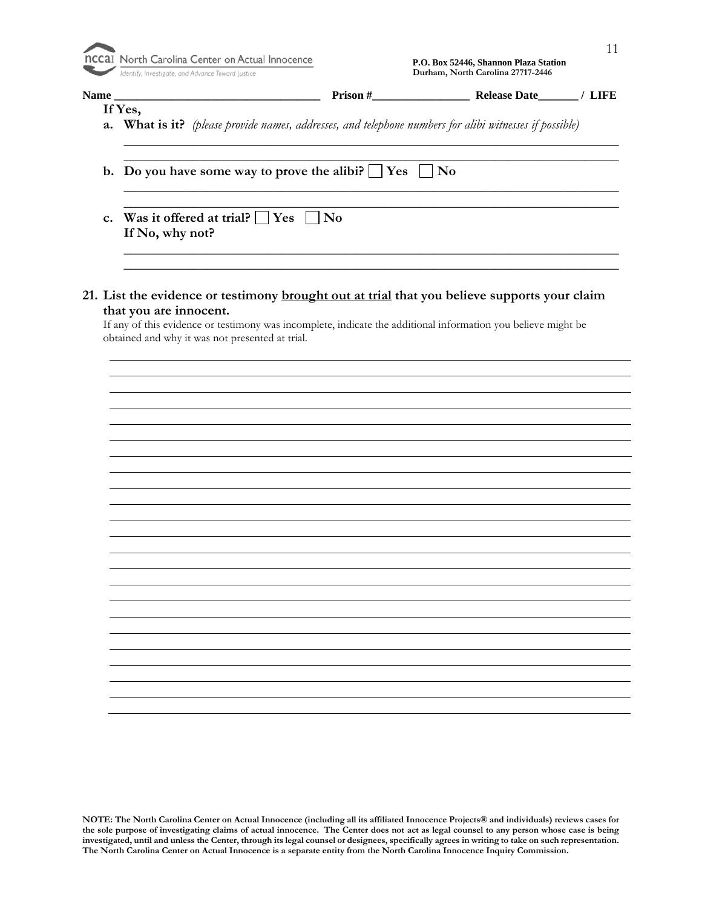Name ___________________________________ Prison #_________________ Release Date_______ / LIFE

**If Yes,**

a. **What is it?** *(please provide names, addresses, and telephone numbers for alibi witnesses if possible)*

______________________________________________________________________________

______________________________________________________________________________

b. **Do you have some way to prove the alibi?** ☐ **Yes** ☐ **No**

______________________________________________________________________________

______________________________________________________________________________

c. **Was it offered at trial?** ☐ **Yes** ☐ **No**
**If No, why not?**

______________________________________________________________________________

______________________________________________________________________________

**21. List the evidence or testimony <u>brought out at trial</u> that you believe supports your claim that you are innocent.**

If any of this evidence or testimony was incomplete, indicate the additional information you believe might be obtained and why it was not presented at trial.

______________________________________________________________________________

______________________________________________________________________________

______________________________________________________________________________

______________________________________________________________________________

______________________________________________________________________________

______________________________________________________________________________

______________________________________________________________________________

______________________________________________________________________________

______________________________________________________________________________

______________________________________________________________________________

______________________________________________________________________________

______________________________________________________________________________

______________________________________________________________________________

______________________________________________________________________________

______________________________________________________________________________

______________________________________________________________________________

______________________________________________________________________________

______________________________________________________________________________

______________________________________________________________________________

______________________________________________________________________________

______________________________________________________________________________

______________________________________________________________________________

**NOTE: The North Carolina Center on Actual Innocence (including all its affiliated Innocence Projects® and individuals) reviews cases for the sole purpose of investigating claims of actual innocence. The Center does not act as legal counsel to any person whose case is being investigated, until and unless the Center, through its legal counsel or designees, specifically agrees in writing to take on such representation. The North Carolina Center on Actual Innocence is a separate entity from the North Carolina Innocence Inquiry Commission.**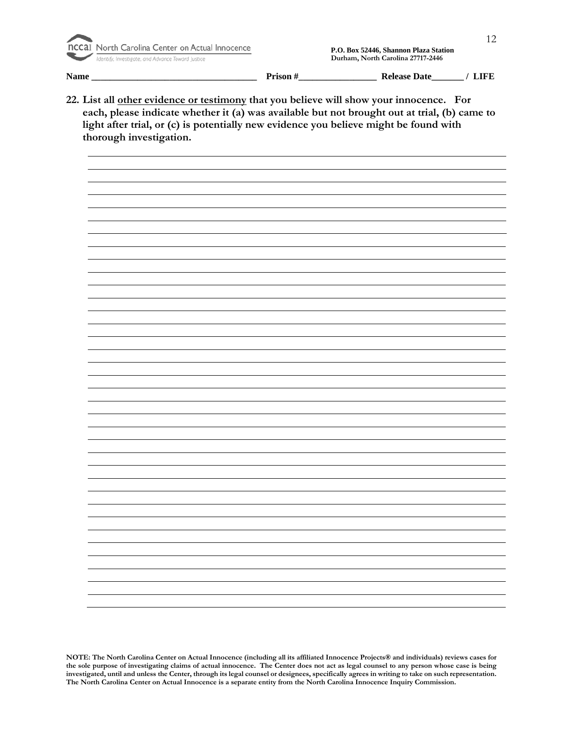North Carolina Center on Actual Innocence
Identify, Investigate, and Advance Toward Justice

P.O. Box 52446, Shannon Plaza Station
Durham, North Carolina 27717-2446

**Name** ___________________________________ **Prison #**_________________ **Release Date**_______ / **LIFE**

**22. List all <u>other evidence or testimony</u> that you believe will show your innocence. For each, please indicate whether it (a) was available but not brought out at trial, (b) came to light after trial, or (c) is potentially new evidence you believe might be found with thorough investigation.**

______________________________________________________________________________
______________________________________________________________________________
______________________________________________________________________________
______________________________________________________________________________
______________________________________________________________________________
______________________________________________________________________________
______________________________________________________________________________
______________________________________________________________________________
______________________________________________________________________________
______________________________________________________________________________
______________________________________________________________________________
______________________________________________________________________________
______________________________________________________________________________
______________________________________________________________________________
______________________________________________________________________________
______________________________________________________________________________
______________________________________________________________________________
______________________________________________________________________________
______________________________________________________________________________
______________________________________________________________________________
______________________________________________________________________________
______________________________________________________________________________
______________________________________________________________________________
______________________________________________________________________________
______________________________________________________________________________
______________________________________________________________________________
______________________________________________________________________________
______________________________________________________________________________
______________________________________________________________________________
______________________________________________________________________________
______________________________________________________________________________
______________________________________________________________________________
______________________________________________________________________________
______________________________________________________________________________
______________________________________________________________________________
______________________________________________________________________________

**NOTE: The North Carolina Center on Actual Innocence (including all its affiliated Innocence Projects® and individuals) reviews cases for the sole purpose of investigating claims of actual innocence. The Center does not act as legal counsel to any person whose case is being investigated, until and unless the Center, through its legal counsel or designees, specifically agrees in writing to take on such representation. The North Carolina Center on Actual Innocence is a separate entity from the North Carolina Innocence Inquiry Commission.**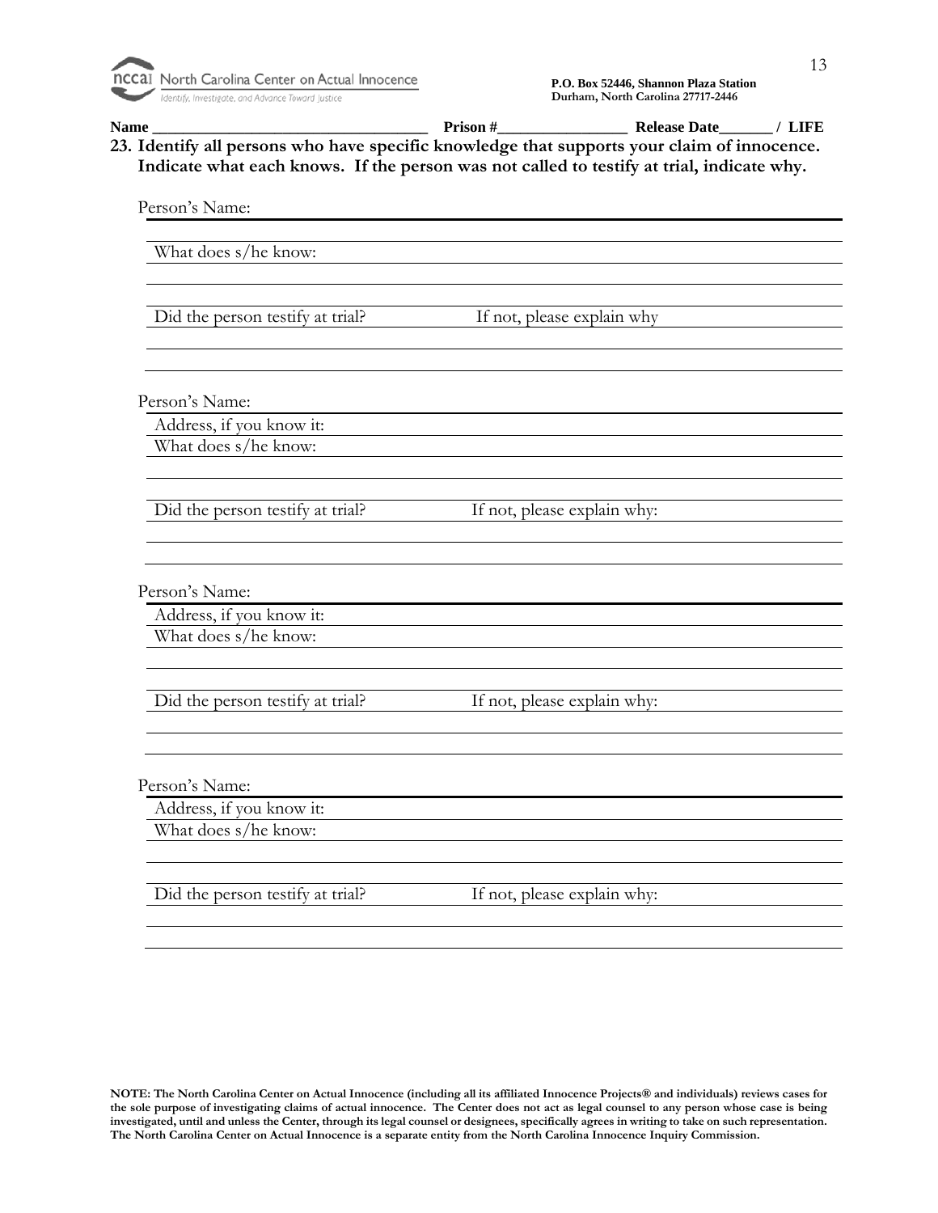North Carolina Center on Actual Innocence
Identify, Investigate, and Advance Toward Justice

**P.O. Box 52446, Shannon Plaza Station**
**Durham, North Carolina 27717-2446**

**Name** ________________________________ **Prison #**________________ **Release Date**_______ **/ LIFE**

**23. Identify all persons who have specific knowledge that supports your claim of innocence. Indicate what each knows. If the person was not called to testify at trial, indicate why.**

Person's Name: ________________________________________________

________________________________________________

What does s/he know: ________________________________________________

________________________________________________

________________________________________________

Did the person testify at trial? If not, please explain why ________________________________________________

________________________________________________

________________________________________________

Person's Name: ________________________________________________

Address, if you know it: ________________________________________________

What does s/he know: ________________________________________________

________________________________________________

________________________________________________

Did the person testify at trial? If not, please explain why: ________________________________________________

________________________________________________

________________________________________________

Person's Name: ________________________________________________

Address, if you know it: ________________________________________________

What does s/he know: ________________________________________________

________________________________________________

________________________________________________

Did the person testify at trial? If not, please explain why: ________________________________________________

________________________________________________

________________________________________________

Person's Name: ________________________________________________

Address, if you know it: ________________________________________________

What does s/he know: ________________________________________________

________________________________________________

________________________________________________

Did the person testify at trial? If not, please explain why: ________________________________________________

________________________________________________

________________________________________________

**NOTE: The North Carolina Center on Actual Innocence (including all its affiliated Innocence Projects® and individuals) reviews cases for the sole purpose of investigating claims of actual innocence. The Center does not act as legal counsel to any person whose case is being investigated, until and unless the Center, through its legal counsel or designees, specifically agrees in writing to take on such representation. The North Carolina Center on Actual Innocence is a separate entity from the North Carolina Innocence Inquiry Commission.**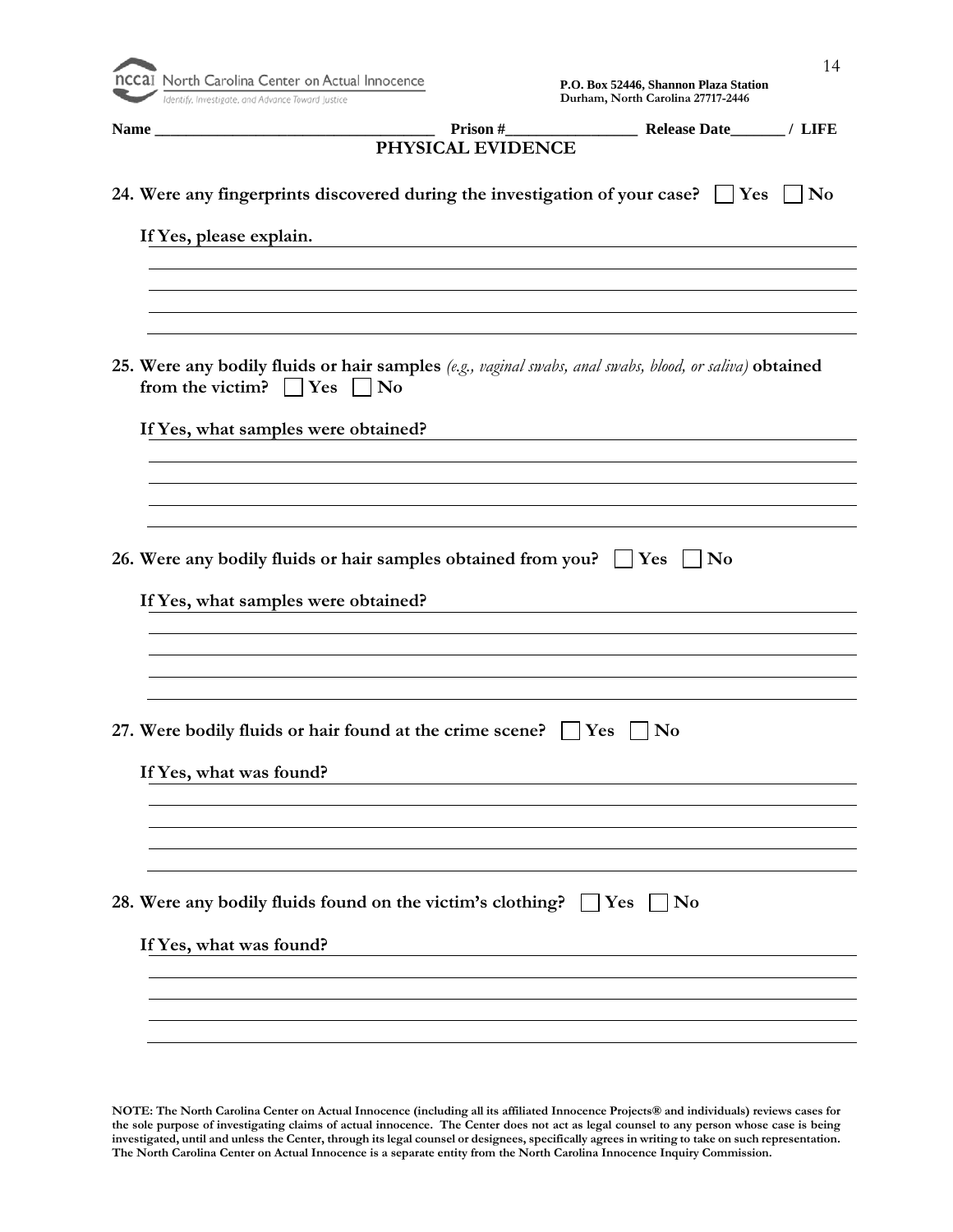North Carolina Center on Actual Innocence
Identify, Investigate, and Advance Toward Justice

**P.O. Box 52446, Shannon Plaza Station**
**Durham, North Carolina 27717-2446**

**Name \_\_\_\_\_\_\_\_\_\_\_\_\_\_\_\_\_\_\_\_\_\_\_\_\_\_\_\_\_\_\_\_\_\_\_\_ Prison #\_\_\_\_\_\_\_\_\_\_\_\_\_\_\_\_\_ Release Date\_\_\_\_\_\_\_ / LIFE**

## PHYSICAL EVIDENCE

**24. Were any fingerprints discovered during the investigation of your case?** ☐ **Yes** ☐ **No**

**If Yes, please explain.**

\_\_\_\_\_\_\_\_\_\_\_\_\_\_\_\_\_\_\_\_\_\_\_\_\_\_\_\_\_\_\_\_\_\_\_\_\_\_\_\_\_\_\_\_\_\_\_\_\_\_\_\_\_\_\_\_\_\_\_\_\_\_\_\_\_\_\_\_\_\_

\_\_\_\_\_\_\_\_\_\_\_\_\_\_\_\_\_\_\_\_\_\_\_\_\_\_\_\_\_\_\_\_\_\_\_\_\_\_\_\_\_\_\_\_\_\_\_\_\_\_\_\_\_\_\_\_\_\_\_\_\_\_\_\_\_\_\_\_\_\_

\_\_\_\_\_\_\_\_\_\_\_\_\_\_\_\_\_\_\_\_\_\_\_\_\_\_\_\_\_\_\_\_\_\_\_\_\_\_\_\_\_\_\_\_\_\_\_\_\_\_\_\_\_\_\_\_\_\_\_\_\_\_\_\_\_\_\_\_\_\_

\_\_\_\_\_\_\_\_\_\_\_\_\_\_\_\_\_\_\_\_\_\_\_\_\_\_\_\_\_\_\_\_\_\_\_\_\_\_\_\_\_\_\_\_\_\_\_\_\_\_\_\_\_\_\_\_\_\_\_\_\_\_\_\_\_\_\_\_\_\_

**25. Were any bodily fluids or hair samples** *(e.g., vaginal swabs, anal swabs, blood, or saliva)* **obtained from the victim?** ☐ **Yes** ☐ **No**

**If Yes, what samples were obtained?**

\_\_\_\_\_\_\_\_\_\_\_\_\_\_\_\_\_\_\_\_\_\_\_\_\_\_\_\_\_\_\_\_\_\_\_\_\_\_\_\_\_\_\_\_\_\_\_\_\_\_\_\_\_\_\_\_\_\_\_\_\_\_\_\_\_\_\_\_\_\_

\_\_\_\_\_\_\_\_\_\_\_\_\_\_\_\_\_\_\_\_\_\_\_\_\_\_\_\_\_\_\_\_\_\_\_\_\_\_\_\_\_\_\_\_\_\_\_\_\_\_\_\_\_\_\_\_\_\_\_\_\_\_\_\_\_\_\_\_\_\_

\_\_\_\_\_\_\_\_\_\_\_\_\_\_\_\_\_\_\_\_\_\_\_\_\_\_\_\_\_\_\_\_\_\_\_\_\_\_\_\_\_\_\_\_\_\_\_\_\_\_\_\_\_\_\_\_\_\_\_\_\_\_\_\_\_\_\_\_\_\_

\_\_\_\_\_\_\_\_\_\_\_\_\_\_\_\_\_\_\_\_\_\_\_\_\_\_\_\_\_\_\_\_\_\_\_\_\_\_\_\_\_\_\_\_\_\_\_\_\_\_\_\_\_\_\_\_\_\_\_\_\_\_\_\_\_\_\_\_\_\_

**26. Were any bodily fluids or hair samples obtained from you?** ☐ **Yes** ☐ **No**

**If Yes, what samples were obtained?**

\_\_\_\_\_\_\_\_\_\_\_\_\_\_\_\_\_\_\_\_\_\_\_\_\_\_\_\_\_\_\_\_\_\_\_\_\_\_\_\_\_\_\_\_\_\_\_\_\_\_\_\_\_\_\_\_\_\_\_\_\_\_\_\_\_\_\_\_\_\_

\_\_\_\_\_\_\_\_\_\_\_\_\_\_\_\_\_\_\_\_\_\_\_\_\_\_\_\_\_\_\_\_\_\_\_\_\_\_\_\_\_\_\_\_\_\_\_\_\_\_\_\_\_\_\_\_\_\_\_\_\_\_\_\_\_\_\_\_\_\_

\_\_\_\_\_\_\_\_\_\_\_\_\_\_\_\_\_\_\_\_\_\_\_\_\_\_\_\_\_\_\_\_\_\_\_\_\_\_\_\_\_\_\_\_\_\_\_\_\_\_\_\_\_\_\_\_\_\_\_\_\_\_\_\_\_\_\_\_\_\_

\_\_\_\_\_\_\_\_\_\_\_\_\_\_\_\_\_\_\_\_\_\_\_\_\_\_\_\_\_\_\_\_\_\_\_\_\_\_\_\_\_\_\_\_\_\_\_\_\_\_\_\_\_\_\_\_\_\_\_\_\_\_\_\_\_\_\_\_\_\_

**27. Were bodily fluids or hair found at the crime scene?** ☐ **Yes** ☐ **No**

**If Yes, what was found?**

\_\_\_\_\_\_\_\_\_\_\_\_\_\_\_\_\_\_\_\_\_\_\_\_\_\_\_\_\_\_\_\_\_\_\_\_\_\_\_\_\_\_\_\_\_\_\_\_\_\_\_\_\_\_\_\_\_\_\_\_\_\_\_\_\_\_\_\_\_\_

\_\_\_\_\_\_\_\_\_\_\_\_\_\_\_\_\_\_\_\_\_\_\_\_\_\_\_\_\_\_\_\_\_\_\_\_\_\_\_\_\_\_\_\_\_\_\_\_\_\_\_\_\_\_\_\_\_\_\_\_\_\_\_\_\_\_\_\_\_\_

\_\_\_\_\_\_\_\_\_\_\_\_\_\_\_\_\_\_\_\_\_\_\_\_\_\_\_\_\_\_\_\_\_\_\_\_\_\_\_\_\_\_\_\_\_\_\_\_\_\_\_\_\_\_\_\_\_\_\_\_\_\_\_\_\_\_\_\_\_\_

\_\_\_\_\_\_\_\_\_\_\_\_\_\_\_\_\_\_\_\_\_\_\_\_\_\_\_\_\_\_\_\_\_\_\_\_\_\_\_\_\_\_\_\_\_\_\_\_\_\_\_\_\_\_\_\_\_\_\_\_\_\_\_\_\_\_\_\_\_\_

**28. Were any bodily fluids found on the victim's clothing?** ☐ **Yes** ☐ **No**

**If Yes, what was found?**

\_\_\_\_\_\_\_\_\_\_\_\_\_\_\_\_\_\_\_\_\_\_\_\_\_\_\_\_\_\_\_\_\_\_\_\_\_\_\_\_\_\_\_\_\_\_\_\_\_\_\_\_\_\_\_\_\_\_\_\_\_\_\_\_\_\_\_\_\_\_

\_\_\_\_\_\_\_\_\_\_\_\_\_\_\_\_\_\_\_\_\_\_\_\_\_\_\_\_\_\_\_\_\_\_\_\_\_\_\_\_\_\_\_\_\_\_\_\_\_\_\_\_\_\_\_\_\_\_\_\_\_\_\_\_\_\_\_\_\_\_

\_\_\_\_\_\_\_\_\_\_\_\_\_\_\_\_\_\_\_\_\_\_\_\_\_\_\_\_\_\_\_\_\_\_\_\_\_\_\_\_\_\_\_\_\_\_\_\_\_\_\_\_\_\_\_\_\_\_\_\_\_\_\_\_\_\_\_\_\_\_

\_\_\_\_\_\_\_\_\_\_\_\_\_\_\_\_\_\_\_\_\_\_\_\_\_\_\_\_\_\_\_\_\_\_\_\_\_\_\_\_\_\_\_\_\_\_\_\_\_\_\_\_\_\_\_\_\_\_\_\_\_\_\_\_\_\_\_\_\_\_

**NOTE: The North Carolina Center on Actual Innocence (including all its affiliated Innocence Projects® and individuals) reviews cases for the sole purpose of investigating claims of actual innocence. The Center does not act as legal counsel to any person whose case is being investigated, until and unless the Center, through its legal counsel or designees, specifically agrees in writing to take on such representation. The North Carolina Center on Actual Innocence is a separate entity from the North Carolina Innocence Inquiry Commission.**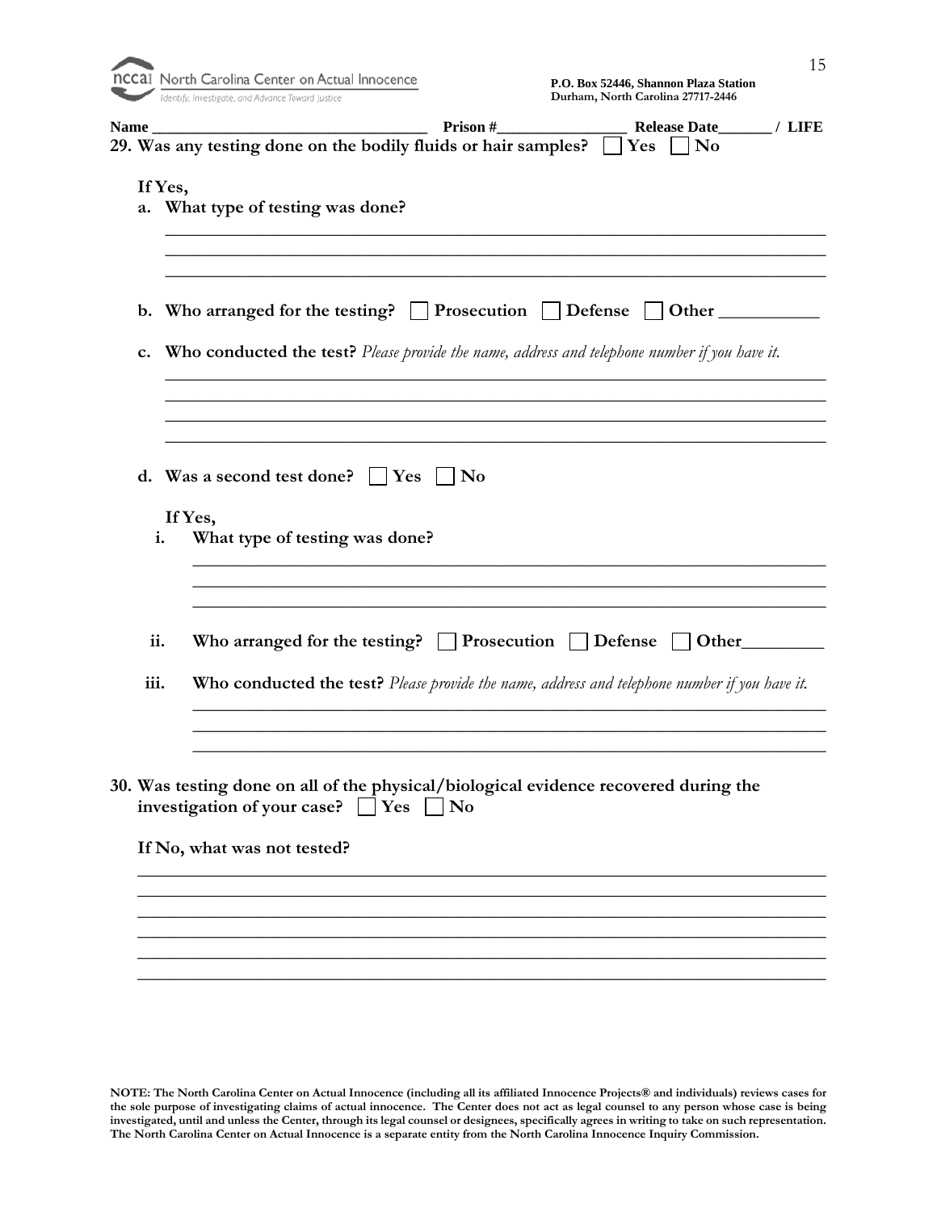**Name \_\_\_\_\_\_\_\_\_\_\_\_\_\_\_\_\_\_\_\_\_\_\_\_\_\_\_\_\_\_\_\_\_\_ Prison #\_\_\_\_\_\_\_\_\_\_\_\_\_\_\_\_ Release Date\_\_\_\_\_\_\_ / LIFE**

**29. Was any testing done on the bodily fluids or hair samples? ☐ Yes ☐ No**

**If Yes,**

**a. What type of testing was done?**

\_\_\_\_\_\_\_\_\_\_\_\_\_\_\_\_\_\_\_\_\_\_\_\_\_\_\_\_\_\_\_\_\_\_\_\_\_\_\_\_\_\_\_\_\_\_\_\_\_\_\_\_\_\_\_\_\_\_\_\_\_\_\_\_\_\_\_\_\_\_\_\_

\_\_\_\_\_\_\_\_\_\_\_\_\_\_\_\_\_\_\_\_\_\_\_\_\_\_\_\_\_\_\_\_\_\_\_\_\_\_\_\_\_\_\_\_\_\_\_\_\_\_\_\_\_\_\_\_\_\_\_\_\_\_\_\_\_\_\_\_\_\_\_\_

\_\_\_\_\_\_\_\_\_\_\_\_\_\_\_\_\_\_\_\_\_\_\_\_\_\_\_\_\_\_\_\_\_\_\_\_\_\_\_\_\_\_\_\_\_\_\_\_\_\_\_\_\_\_\_\_\_\_\_\_\_\_\_\_\_\_\_\_\_\_\_\_

**b. Who arranged for the testing? ☐ Prosecution ☐ Defense ☐ Other \_\_\_\_\_\_\_\_\_\_\_**

**c. Who conducted the test?** *Please provide the name, address and telephone number if you have it.*

\_\_\_\_\_\_\_\_\_\_\_\_\_\_\_\_\_\_\_\_\_\_\_\_\_\_\_\_\_\_\_\_\_\_\_\_\_\_\_\_\_\_\_\_\_\_\_\_\_\_\_\_\_\_\_\_\_\_\_\_\_\_\_\_\_\_\_\_\_\_\_\_

\_\_\_\_\_\_\_\_\_\_\_\_\_\_\_\_\_\_\_\_\_\_\_\_\_\_\_\_\_\_\_\_\_\_\_\_\_\_\_\_\_\_\_\_\_\_\_\_\_\_\_\_\_\_\_\_\_\_\_\_\_\_\_\_\_\_\_\_\_\_\_\_

\_\_\_\_\_\_\_\_\_\_\_\_\_\_\_\_\_\_\_\_\_\_\_\_\_\_\_\_\_\_\_\_\_\_\_\_\_\_\_\_\_\_\_\_\_\_\_\_\_\_\_\_\_\_\_\_\_\_\_\_\_\_\_\_\_\_\_\_\_\_\_\_

\_\_\_\_\_\_\_\_\_\_\_\_\_\_\_\_\_\_\_\_\_\_\_\_\_\_\_\_\_\_\_\_\_\_\_\_\_\_\_\_\_\_\_\_\_\_\_\_\_\_\_\_\_\_\_\_\_\_\_\_\_\_\_\_\_\_\_\_\_\_\_\_

**d. Was a second test done? ☐ Yes ☐ No**

**If Yes,**

**i. What type of testing was done?**

\_\_\_\_\_\_\_\_\_\_\_\_\_\_\_\_\_\_\_\_\_\_\_\_\_\_\_\_\_\_\_\_\_\_\_\_\_\_\_\_\_\_\_\_\_\_\_\_\_\_\_\_\_\_\_\_\_\_\_\_\_\_\_\_\_\_\_\_\_\_

\_\_\_\_\_\_\_\_\_\_\_\_\_\_\_\_\_\_\_\_\_\_\_\_\_\_\_\_\_\_\_\_\_\_\_\_\_\_\_\_\_\_\_\_\_\_\_\_\_\_\_\_\_\_\_\_\_\_\_\_\_\_\_\_\_\_\_\_\_\_

\_\_\_\_\_\_\_\_\_\_\_\_\_\_\_\_\_\_\_\_\_\_\_\_\_\_\_\_\_\_\_\_\_\_\_\_\_\_\_\_\_\_\_\_\_\_\_\_\_\_\_\_\_\_\_\_\_\_\_\_\_\_\_\_\_\_\_\_\_\_

**ii. Who arranged for the testing? ☐ Prosecution ☐ Defense ☐ Other\_\_\_\_\_\_\_\_\_**

**iii. Who conducted the test?** *Please provide the name, address and telephone number if you have it.*

\_\_\_\_\_\_\_\_\_\_\_\_\_\_\_\_\_\_\_\_\_\_\_\_\_\_\_\_\_\_\_\_\_\_\_\_\_\_\_\_\_\_\_\_\_\_\_\_\_\_\_\_\_\_\_\_\_\_\_\_\_\_\_\_\_\_\_\_\_\_

\_\_\_\_\_\_\_\_\_\_\_\_\_\_\_\_\_\_\_\_\_\_\_\_\_\_\_\_\_\_\_\_\_\_\_\_\_\_\_\_\_\_\_\_\_\_\_\_\_\_\_\_\_\_\_\_\_\_\_\_\_\_\_\_\_\_\_\_\_\_

\_\_\_\_\_\_\_\_\_\_\_\_\_\_\_\_\_\_\_\_\_\_\_\_\_\_\_\_\_\_\_\_\_\_\_\_\_\_\_\_\_\_\_\_\_\_\_\_\_\_\_\_\_\_\_\_\_\_\_\_\_\_\_\_\_\_\_\_\_\_

**30. Was testing done on all of the physical/biological evidence recovered during the investigation of your case? ☐ Yes ☐ No**

**If No, what was not tested?**

\_\_\_\_\_\_\_\_\_\_\_\_\_\_\_\_\_\_\_\_\_\_\_\_\_\_\_\_\_\_\_\_\_\_\_\_\_\_\_\_\_\_\_\_\_\_\_\_\_\_\_\_\_\_\_\_\_\_\_\_\_\_\_\_\_\_\_\_\_\_\_\_\_\_\_\_

\_\_\_\_\_\_\_\_\_\_\_\_\_\_\_\_\_\_\_\_\_\_\_\_\_\_\_\_\_\_\_\_\_\_\_\_\_\_\_\_\_\_\_\_\_\_\_\_\_\_\_\_\_\_\_\_\_\_\_\_\_\_\_\_\_\_\_\_\_\_\_\_\_\_\_\_

\_\_\_\_\_\_\_\_\_\_\_\_\_\_\_\_\_\_\_\_\_\_\_\_\_\_\_\_\_\_\_\_\_\_\_\_\_\_\_\_\_\_\_\_\_\_\_\_\_\_\_\_\_\_\_\_\_\_\_\_\_\_\_\_\_\_\_\_\_\_\_\_\_\_\_\_

\_\_\_\_\_\_\_\_\_\_\_\_\_\_\_\_\_\_\_\_\_\_\_\_\_\_\_\_\_\_\_\_\_\_\_\_\_\_\_\_\_\_\_\_\_\_\_\_\_\_\_\_\_\_\_\_\_\_\_\_\_\_\_\_\_\_\_\_\_\_\_\_\_\_\_\_

\_\_\_\_\_\_\_\_\_\_\_\_\_\_\_\_\_\_\_\_\_\_\_\_\_\_\_\_\_\_\_\_\_\_\_\_\_\_\_\_\_\_\_\_\_\_\_\_\_\_\_\_\_\_\_\_\_\_\_\_\_\_\_\_\_\_\_\_\_\_\_\_\_\_\_\_

\_\_\_\_\_\_\_\_\_\_\_\_\_\_\_\_\_\_\_\_\_\_\_\_\_\_\_\_\_\_\_\_\_\_\_\_\_\_\_\_\_\_\_\_\_\_\_\_\_\_\_\_\_\_\_\_\_\_\_\_\_\_\_\_\_\_\_\_\_\_\_\_\_\_\_\_

**NOTE: The North Carolina Center on Actual Innocence (including all its affiliated Innocence Projects® and individuals) reviews cases for the sole purpose of investigating claims of actual innocence. The Center does not act as legal counsel to any person whose case is being investigated, until and unless the Center, through its legal counsel or designees, specifically agrees in writing to take on such representation. The North Carolina Center on Actual Innocence is a separate entity from the North Carolina Innocence Inquiry Commission.**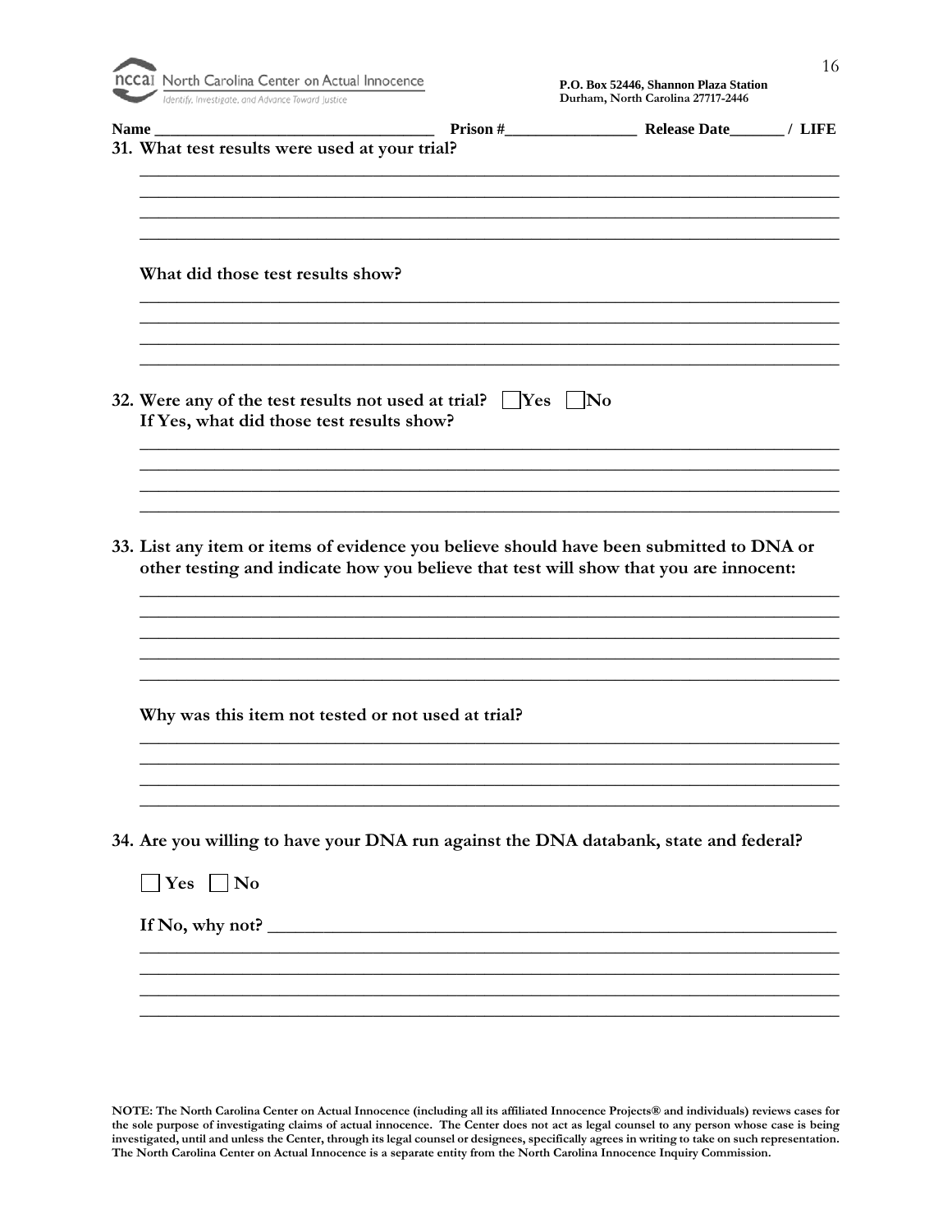**North Carolina Center on Actual Innocence**
*Identify, Investigate, and Advance Toward Justice*

**P.O. Box 52446, Shannon Plaza Station**
**Durham, North Carolina 27717-2446**

**Name \_\_\_\_\_\_\_\_\_\_\_\_\_\_\_\_\_\_\_\_\_\_\_\_\_\_\_\_\_\_\_\_\_\_ Prison #\_\_\_\_\_\_\_\_\_\_\_\_\_\_\_\_ Release Date\_\_\_\_\_\_\_ / LIFE**

**31. What test results were used at your trial?**

\_\_\_\_\_\_\_\_\_\_\_\_\_\_\_\_\_\_\_\_\_\_\_\_\_\_\_\_\_\_\_\_\_\_\_\_\_\_\_\_\_\_\_\_\_\_\_\_\_\_\_\_\_\_\_\_\_\_\_\_\_\_\_\_\_\_\_\_\_\_\_\_\_\_\_\_
\_\_\_\_\_\_\_\_\_\_\_\_\_\_\_\_\_\_\_\_\_\_\_\_\_\_\_\_\_\_\_\_\_\_\_\_\_\_\_\_\_\_\_\_\_\_\_\_\_\_\_\_\_\_\_\_\_\_\_\_\_\_\_\_\_\_\_\_\_\_\_\_\_\_\_\_
\_\_\_\_\_\_\_\_\_\_\_\_\_\_\_\_\_\_\_\_\_\_\_\_\_\_\_\_\_\_\_\_\_\_\_\_\_\_\_\_\_\_\_\_\_\_\_\_\_\_\_\_\_\_\_\_\_\_\_\_\_\_\_\_\_\_\_\_\_\_\_\_\_\_\_\_
\_\_\_\_\_\_\_\_\_\_\_\_\_\_\_\_\_\_\_\_\_\_\_\_\_\_\_\_\_\_\_\_\_\_\_\_\_\_\_\_\_\_\_\_\_\_\_\_\_\_\_\_\_\_\_\_\_\_\_\_\_\_\_\_\_\_\_\_\_\_\_\_\_\_\_\_

**What did those test results show?**

\_\_\_\_\_\_\_\_\_\_\_\_\_\_\_\_\_\_\_\_\_\_\_\_\_\_\_\_\_\_\_\_\_\_\_\_\_\_\_\_\_\_\_\_\_\_\_\_\_\_\_\_\_\_\_\_\_\_\_\_\_\_\_\_\_\_\_\_\_\_\_\_\_\_\_\_
\_\_\_\_\_\_\_\_\_\_\_\_\_\_\_\_\_\_\_\_\_\_\_\_\_\_\_\_\_\_\_\_\_\_\_\_\_\_\_\_\_\_\_\_\_\_\_\_\_\_\_\_\_\_\_\_\_\_\_\_\_\_\_\_\_\_\_\_\_\_\_\_\_\_\_\_
\_\_\_\_\_\_\_\_\_\_\_\_\_\_\_\_\_\_\_\_\_\_\_\_\_\_\_\_\_\_\_\_\_\_\_\_\_\_\_\_\_\_\_\_\_\_\_\_\_\_\_\_\_\_\_\_\_\_\_\_\_\_\_\_\_\_\_\_\_\_\_\_\_\_\_\_
\_\_\_\_\_\_\_\_\_\_\_\_\_\_\_\_\_\_\_\_\_\_\_\_\_\_\_\_\_\_\_\_\_\_\_\_\_\_\_\_\_\_\_\_\_\_\_\_\_\_\_\_\_\_\_\_\_\_\_\_\_\_\_\_\_\_\_\_\_\_\_\_\_\_\_\_

**32. Were any of the test results not used at trial? ☐ Yes ☐ No**
**If Yes, what did those test results show?**

\_\_\_\_\_\_\_\_\_\_\_\_\_\_\_\_\_\_\_\_\_\_\_\_\_\_\_\_\_\_\_\_\_\_\_\_\_\_\_\_\_\_\_\_\_\_\_\_\_\_\_\_\_\_\_\_\_\_\_\_\_\_\_\_\_\_\_\_\_\_\_\_\_\_\_\_
\_\_\_\_\_\_\_\_\_\_\_\_\_\_\_\_\_\_\_\_\_\_\_\_\_\_\_\_\_\_\_\_\_\_\_\_\_\_\_\_\_\_\_\_\_\_\_\_\_\_\_\_\_\_\_\_\_\_\_\_\_\_\_\_\_\_\_\_\_\_\_\_\_\_\_\_
\_\_\_\_\_\_\_\_\_\_\_\_\_\_\_\_\_\_\_\_\_\_\_\_\_\_\_\_\_\_\_\_\_\_\_\_\_\_\_\_\_\_\_\_\_\_\_\_\_\_\_\_\_\_\_\_\_\_\_\_\_\_\_\_\_\_\_\_\_\_\_\_\_\_\_\_
\_\_\_\_\_\_\_\_\_\_\_\_\_\_\_\_\_\_\_\_\_\_\_\_\_\_\_\_\_\_\_\_\_\_\_\_\_\_\_\_\_\_\_\_\_\_\_\_\_\_\_\_\_\_\_\_\_\_\_\_\_\_\_\_\_\_\_\_\_\_\_\_\_\_\_\_

**33. List any item or items of evidence you believe should have been submitted to DNA or other testing and indicate how you believe that test will show that you are innocent:**

\_\_\_\_\_\_\_\_\_\_\_\_\_\_\_\_\_\_\_\_\_\_\_\_\_\_\_\_\_\_\_\_\_\_\_\_\_\_\_\_\_\_\_\_\_\_\_\_\_\_\_\_\_\_\_\_\_\_\_\_\_\_\_\_\_\_\_\_\_\_\_\_\_\_\_\_
\_\_\_\_\_\_\_\_\_\_\_\_\_\_\_\_\_\_\_\_\_\_\_\_\_\_\_\_\_\_\_\_\_\_\_\_\_\_\_\_\_\_\_\_\_\_\_\_\_\_\_\_\_\_\_\_\_\_\_\_\_\_\_\_\_\_\_\_\_\_\_\_\_\_\_\_
\_\_\_\_\_\_\_\_\_\_\_\_\_\_\_\_\_\_\_\_\_\_\_\_\_\_\_\_\_\_\_\_\_\_\_\_\_\_\_\_\_\_\_\_\_\_\_\_\_\_\_\_\_\_\_\_\_\_\_\_\_\_\_\_\_\_\_\_\_\_\_\_\_\_\_\_
\_\_\_\_\_\_\_\_\_\_\_\_\_\_\_\_\_\_\_\_\_\_\_\_\_\_\_\_\_\_\_\_\_\_\_\_\_\_\_\_\_\_\_\_\_\_\_\_\_\_\_\_\_\_\_\_\_\_\_\_\_\_\_\_\_\_\_\_\_\_\_\_\_\_\_\_
\_\_\_\_\_\_\_\_\_\_\_\_\_\_\_\_\_\_\_\_\_\_\_\_\_\_\_\_\_\_\_\_\_\_\_\_\_\_\_\_\_\_\_\_\_\_\_\_\_\_\_\_\_\_\_\_\_\_\_\_\_\_\_\_\_\_\_\_\_\_\_\_\_\_\_\_

**Why was this item not tested or not used at trial?**

\_\_\_\_\_\_\_\_\_\_\_\_\_\_\_\_\_\_\_\_\_\_\_\_\_\_\_\_\_\_\_\_\_\_\_\_\_\_\_\_\_\_\_\_\_\_\_\_\_\_\_\_\_\_\_\_\_\_\_\_\_\_\_\_\_\_\_\_\_\_\_\_\_\_\_\_
\_\_\_\_\_\_\_\_\_\_\_\_\_\_\_\_\_\_\_\_\_\_\_\_\_\_\_\_\_\_\_\_\_\_\_\_\_\_\_\_\_\_\_\_\_\_\_\_\_\_\_\_\_\_\_\_\_\_\_\_\_\_\_\_\_\_\_\_\_\_\_\_\_\_\_\_
\_\_\_\_\_\_\_\_\_\_\_\_\_\_\_\_\_\_\_\_\_\_\_\_\_\_\_\_\_\_\_\_\_\_\_\_\_\_\_\_\_\_\_\_\_\_\_\_\_\_\_\_\_\_\_\_\_\_\_\_\_\_\_\_\_\_\_\_\_\_\_\_\_\_\_\_
\_\_\_\_\_\_\_\_\_\_\_\_\_\_\_\_\_\_\_\_\_\_\_\_\_\_\_\_\_\_\_\_\_\_\_\_\_\_\_\_\_\_\_\_\_\_\_\_\_\_\_\_\_\_\_\_\_\_\_\_\_\_\_\_\_\_\_\_\_\_\_\_\_\_\_\_

**34. Are you willing to have your DNA run against the DNA databank, state and federal?**

**☐ Yes ☐ No**

**If No, why not?** \_\_\_\_\_\_\_\_\_\_\_\_\_\_\_\_\_\_\_\_\_\_\_\_\_\_\_\_\_\_\_\_\_\_\_\_\_\_\_\_\_\_\_\_\_\_\_\_\_\_\_\_\_\_\_\_\_\_\_\_
\_\_\_\_\_\_\_\_\_\_\_\_\_\_\_\_\_\_\_\_\_\_\_\_\_\_\_\_\_\_\_\_\_\_\_\_\_\_\_\_\_\_\_\_\_\_\_\_\_\_\_\_\_\_\_\_\_\_\_\_\_\_\_\_\_\_\_\_\_\_\_\_\_\_\_\_
\_\_\_\_\_\_\_\_\_\_\_\_\_\_\_\_\_\_\_\_\_\_\_\_\_\_\_\_\_\_\_\_\_\_\_\_\_\_\_\_\_\_\_\_\_\_\_\_\_\_\_\_\_\_\_\_\_\_\_\_\_\_\_\_\_\_\_\_\_\_\_\_\_\_\_\_
\_\_\_\_\_\_\_\_\_\_\_\_\_\_\_\_\_\_\_\_\_\_\_\_\_\_\_\_\_\_\_\_\_\_\_\_\_\_\_\_\_\_\_\_\_\_\_\_\_\_\_\_\_\_\_\_\_\_\_\_\_\_\_\_\_\_\_\_\_\_\_\_\_\_\_\_
\_\_\_\_\_\_\_\_\_\_\_\_\_\_\_\_\_\_\_\_\_\_\_\_\_\_\_\_\_\_\_\_\_\_\_\_\_\_\_\_\_\_\_\_\_\_\_\_\_\_\_\_\_\_\_\_\_\_\_\_\_\_\_\_\_\_\_\_\_\_\_\_\_\_\_\_

**NOTE: The North Carolina Center on Actual Innocence (including all its affiliated Innocence Projects® and individuals) reviews cases for the sole purpose of investigating claims of actual innocence. The Center does not act as legal counsel to any person whose case is being investigated, until and unless the Center, through its legal counsel or designees, specifically agrees in writing to take on such representation. The North Carolina Center on Actual Innocence is a separate entity from the North Carolina Innocence Inquiry Commission.**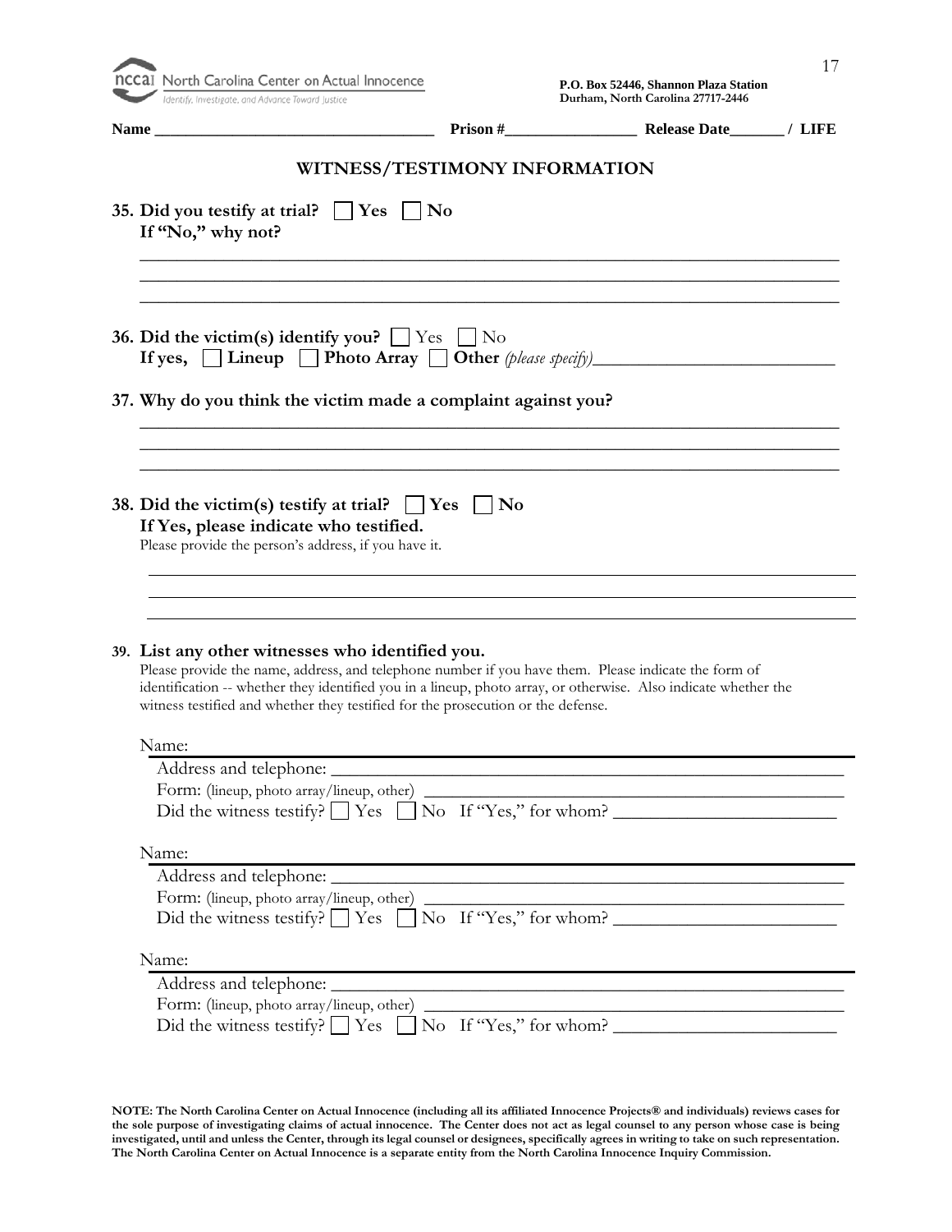North Carolina Center on Actual Innocence
Identify, Investigate, and Advance Toward Justice

**P.O. Box 52446, Shannon Plaza Station**
**Durham, North Carolina 27717-2446**

**Name \_\_\_\_\_\_\_\_\_\_\_\_\_\_\_\_\_\_\_\_\_\_\_\_\_\_\_\_\_\_\_\_\_\_\_ Prison #\_\_\_\_\_\_\_\_\_\_\_\_\_\_\_\_\_ Release Date\_\_\_\_\_\_\_ / LIFE**

## WITNESS/TESTIMONY INFORMATION

**35. Did you testify at trial?** ☐ **Yes** ☐ **No**
**If "No," why not?**

\_\_\_\_\_\_\_\_\_\_\_\_\_\_\_\_\_\_\_\_\_\_\_\_\_\_\_\_\_\_\_\_\_\_\_\_\_\_\_\_\_\_\_\_\_\_\_\_\_\_\_\_\_\_\_\_\_\_\_\_\_\_\_\_\_\_\_\_\_\_\_\_\_\_\_\_
\_\_\_\_\_\_\_\_\_\_\_\_\_\_\_\_\_\_\_\_\_\_\_\_\_\_\_\_\_\_\_\_\_\_\_\_\_\_\_\_\_\_\_\_\_\_\_\_\_\_\_\_\_\_\_\_\_\_\_\_\_\_\_\_\_\_\_\_\_\_\_\_\_\_\_\_
\_\_\_\_\_\_\_\_\_\_\_\_\_\_\_\_\_\_\_\_\_\_\_\_\_\_\_\_\_\_\_\_\_\_\_\_\_\_\_\_\_\_\_\_\_\_\_\_\_\_\_\_\_\_\_\_\_\_\_\_\_\_\_\_\_\_\_\_\_\_\_\_\_\_\_\_

**36. Did the victim(s) identify you?** ☐ Yes ☐ No
**If yes,** ☐ **Lineup** ☐ **Photo Array** ☐ **Other** *(please specify)*\_\_\_\_\_\_\_\_\_\_\_\_\_\_\_\_\_\_\_\_\_\_\_\_\_\_\_\_

**37. Why do you think the victim made a complaint against you?**

\_\_\_\_\_\_\_\_\_\_\_\_\_\_\_\_\_\_\_\_\_\_\_\_\_\_\_\_\_\_\_\_\_\_\_\_\_\_\_\_\_\_\_\_\_\_\_\_\_\_\_\_\_\_\_\_\_\_\_\_\_\_\_\_\_\_\_\_\_\_\_\_\_\_\_\_
\_\_\_\_\_\_\_\_\_\_\_\_\_\_\_\_\_\_\_\_\_\_\_\_\_\_\_\_\_\_\_\_\_\_\_\_\_\_\_\_\_\_\_\_\_\_\_\_\_\_\_\_\_\_\_\_\_\_\_\_\_\_\_\_\_\_\_\_\_\_\_\_\_\_\_\_
\_\_\_\_\_\_\_\_\_\_\_\_\_\_\_\_\_\_\_\_\_\_\_\_\_\_\_\_\_\_\_\_\_\_\_\_\_\_\_\_\_\_\_\_\_\_\_\_\_\_\_\_\_\_\_\_\_\_\_\_\_\_\_\_\_\_\_\_\_\_\_\_\_\_\_\_

**38. Did the victim(s) testify at trial?** ☐ **Yes** ☐ **No**
**If Yes, please indicate who testified.**
Please provide the person's address, if you have it.

\_\_\_\_\_\_\_\_\_\_\_\_\_\_\_\_\_\_\_\_\_\_\_\_\_\_\_\_\_\_\_\_\_\_\_\_\_\_\_\_\_\_\_\_\_\_\_\_\_\_\_\_\_\_\_\_\_\_\_\_\_\_\_\_\_\_\_\_\_\_\_\_\_\_\_\_
\_\_\_\_\_\_\_\_\_\_\_\_\_\_\_\_\_\_\_\_\_\_\_\_\_\_\_\_\_\_\_\_\_\_\_\_\_\_\_\_\_\_\_\_\_\_\_\_\_\_\_\_\_\_\_\_\_\_\_\_\_\_\_\_\_\_\_\_\_\_\_\_\_\_\_\_
\_\_\_\_\_\_\_\_\_\_\_\_\_\_\_\_\_\_\_\_\_\_\_\_\_\_\_\_\_\_\_\_\_\_\_\_\_\_\_\_\_\_\_\_\_\_\_\_\_\_\_\_\_\_\_\_\_\_\_\_\_\_\_\_\_\_\_\_\_\_\_\_\_\_\_\_

**39. List any other witnesses who identified you.**
Please provide the name, address, and telephone number if you have them. Please indicate the form of identification -- whether they identified you in a lineup, photo array, or otherwise. Also indicate whether the witness testified and whether they testified for the prosecution or the defense.

Name: \_\_\_\_\_\_\_\_\_\_\_\_\_\_\_\_\_\_\_\_\_\_\_\_\_\_\_\_\_\_\_\_\_\_\_\_\_\_\_\_\_\_\_\_\_\_\_\_\_\_\_\_\_\_\_\_\_\_\_\_\_\_\_\_\_\_
Address and telephone: \_\_\_\_\_\_\_\_\_\_\_\_\_\_\_\_\_\_\_\_\_\_\_\_\_\_\_\_\_\_\_\_\_\_\_\_\_\_\_\_\_\_\_\_\_\_\_\_\_\_\_\_\_\_\_\_
Form: (lineup, photo array/lineup, other) \_\_\_\_\_\_\_\_\_\_\_\_\_\_\_\_\_\_\_\_\_\_\_\_\_\_\_\_\_\_\_\_\_\_\_\_\_\_\_\_\_\_\_\_\_\_\_\_
Did the witness testify? ☐ Yes ☐ No If "Yes," for whom? \_\_\_\_\_\_\_\_\_\_\_\_\_\_\_\_\_\_\_\_\_\_\_\_\_\_

Name: \_\_\_\_\_\_\_\_\_\_\_\_\_\_\_\_\_\_\_\_\_\_\_\_\_\_\_\_\_\_\_\_\_\_\_\_\_\_\_\_\_\_\_\_\_\_\_\_\_\_\_\_\_\_\_\_\_\_\_\_\_\_\_\_\_\_
Address and telephone: \_\_\_\_\_\_\_\_\_\_\_\_\_\_\_\_\_\_\_\_\_\_\_\_\_\_\_\_\_\_\_\_\_\_\_\_\_\_\_\_\_\_\_\_\_\_\_\_\_\_\_\_\_\_\_\_
Form: (lineup, photo array/lineup, other) \_\_\_\_\_\_\_\_\_\_\_\_\_\_\_\_\_\_\_\_\_\_\_\_\_\_\_\_\_\_\_\_\_\_\_\_\_\_\_\_\_\_\_\_\_\_\_\_
Did the witness testify? ☐ Yes ☐ No If "Yes," for whom? \_\_\_\_\_\_\_\_\_\_\_\_\_\_\_\_\_\_\_\_\_\_\_\_\_\_

Name: \_\_\_\_\_\_\_\_\_\_\_\_\_\_\_\_\_\_\_\_\_\_\_\_\_\_\_\_\_\_\_\_\_\_\_\_\_\_\_\_\_\_\_\_\_\_\_\_\_\_\_\_\_\_\_\_\_\_\_\_\_\_\_\_\_\_
Address and telephone: \_\_\_\_\_\_\_\_\_\_\_\_\_\_\_\_\_\_\_\_\_\_\_\_\_\_\_\_\_\_\_\_\_\_\_\_\_\_\_\_\_\_\_\_\_\_\_\_\_\_\_\_\_\_\_\_
Form: (lineup, photo array/lineup, other) \_\_\_\_\_\_\_\_\_\_\_\_\_\_\_\_\_\_\_\_\_\_\_\_\_\_\_\_\_\_\_\_\_\_\_\_\_\_\_\_\_\_\_\_\_\_\_\_
Did the witness testify? ☐ Yes ☐ No If "Yes," for whom? \_\_\_\_\_\_\_\_\_\_\_\_\_\_\_\_\_\_\_\_\_\_\_\_\_\_

**NOTE: The North Carolina Center on Actual Innocence (including all its affiliated Innocence Projects® and individuals) reviews cases for the sole purpose of investigating claims of actual innocence. The Center does not act as legal counsel to any person whose case is being investigated, until and unless the Center, through its legal counsel or designees, specifically agrees in writing to take on such representation. The North Carolina Center on Actual Innocence is a separate entity from the North Carolina Innocence Inquiry Commission.**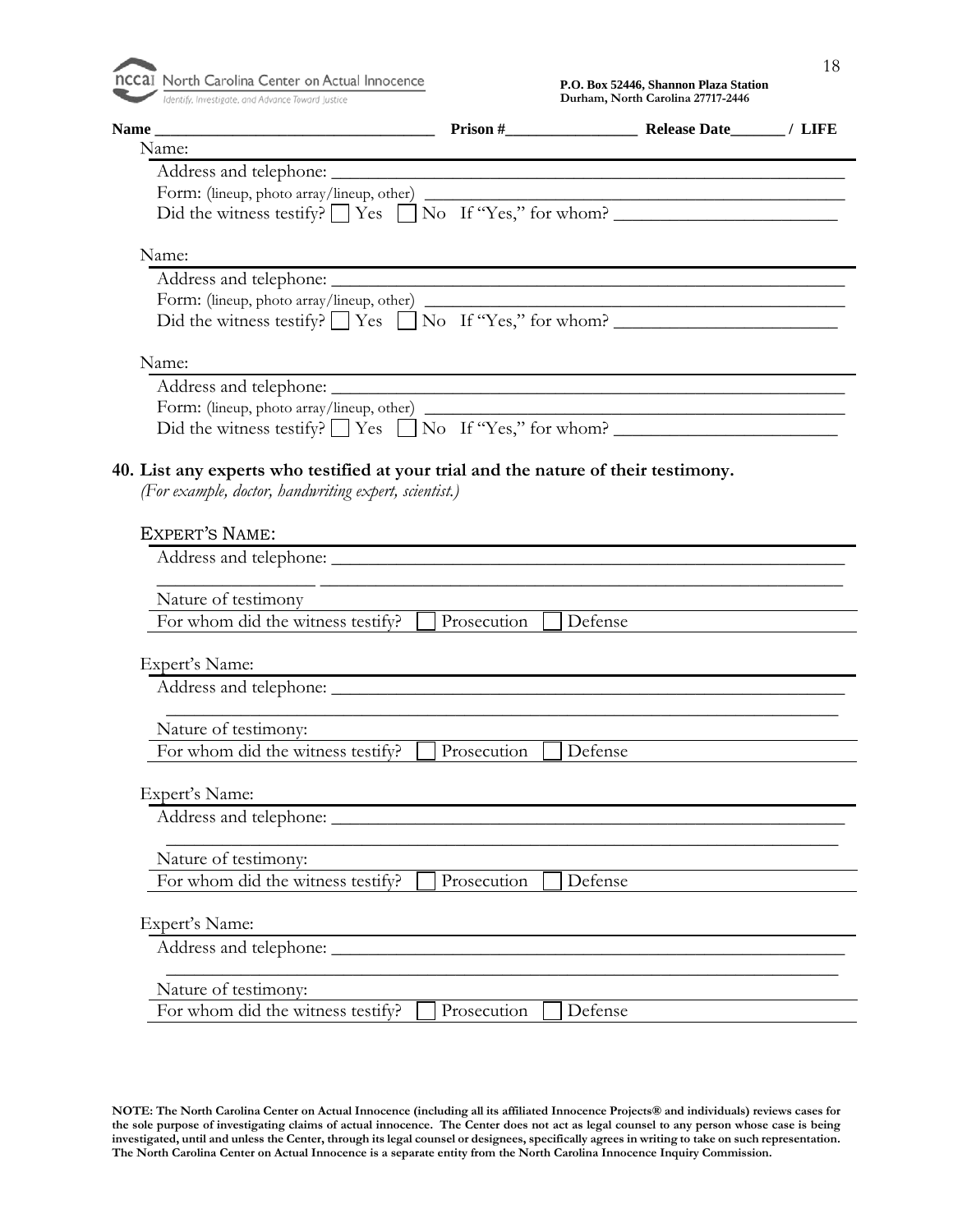North Carolina Center on Actual Innocence
Identify, Investigate, and Advance Toward Justice

**P.O. Box 52446, Shannon Plaza Station**
**Durham, North Carolina 27717-2446**

**Name \_\_\_\_\_\_\_\_\_\_\_\_\_\_\_\_\_\_\_\_\_\_\_\_\_\_\_\_\_\_\_\_\_\_\_ Prison #\_\_\_\_\_\_\_\_\_\_\_\_\_\_\_\_\_ Release Date\_\_\_\_\_\_\_ / LIFE**

Name:

Address and telephone: \_\_\_\_\_\_\_\_\_\_\_\_\_\_\_\_\_\_\_\_\_\_\_\_\_\_\_\_\_\_\_\_\_\_\_\_\_\_\_\_\_\_\_\_\_\_\_\_\_\_\_\_\_\_\_\_

Form: (lineup, photo array/lineup, other) \_\_\_\_\_\_\_\_\_\_\_\_\_\_\_\_\_\_\_\_\_\_\_\_\_\_\_\_\_\_\_\_\_\_\_\_\_\_\_\_\_\_\_\_

Did the witness testify? ☐ Yes ☐ No If "Yes," for whom? \_\_\_\_\_\_\_\_\_\_\_\_\_\_\_\_\_\_\_\_\_\_\_\_\_\_

Name:

Address and telephone: \_\_\_\_\_\_\_\_\_\_\_\_\_\_\_\_\_\_\_\_\_\_\_\_\_\_\_\_\_\_\_\_\_\_\_\_\_\_\_\_\_\_\_\_\_\_\_\_\_\_\_\_\_\_\_\_

Form: (lineup, photo array/lineup, other) \_\_\_\_\_\_\_\_\_\_\_\_\_\_\_\_\_\_\_\_\_\_\_\_\_\_\_\_\_\_\_\_\_\_\_\_\_\_\_\_\_\_\_\_

Did the witness testify? ☐ Yes ☐ No If "Yes," for whom? \_\_\_\_\_\_\_\_\_\_\_\_\_\_\_\_\_\_\_\_\_\_\_\_\_\_

Name:

Address and telephone: \_\_\_\_\_\_\_\_\_\_\_\_\_\_\_\_\_\_\_\_\_\_\_\_\_\_\_\_\_\_\_\_\_\_\_\_\_\_\_\_\_\_\_\_\_\_\_\_\_\_\_\_\_\_\_\_

Form: (lineup, photo array/lineup, other) \_\_\_\_\_\_\_\_\_\_\_\_\_\_\_\_\_\_\_\_\_\_\_\_\_\_\_\_\_\_\_\_\_\_\_\_\_\_\_\_\_\_\_\_

Did the witness testify? ☐ Yes ☐ No If "Yes," for whom? \_\_\_\_\_\_\_\_\_\_\_\_\_\_\_\_\_\_\_\_\_\_\_\_\_\_

**40. List any experts who testified at your trial and the nature of their testimony.**

*(For example, doctor, handwriting expert, scientist.)*

EXPERT'S NAME:

Address and telephone: \_\_\_\_\_\_\_\_\_\_\_\_\_\_\_\_\_\_\_\_\_\_\_\_\_\_\_\_\_\_\_\_\_\_\_\_\_\_\_\_\_\_\_\_\_\_\_\_\_\_\_\_\_\_\_\_

\_\_\_\_\_\_\_\_\_\_\_\_\_\_\_\_\_\_\_\_\_\_\_\_\_\_\_\_\_\_\_\_\_\_\_\_\_\_\_\_\_\_\_\_\_\_\_\_\_\_\_\_\_\_\_\_\_\_\_\_\_\_\_\_\_\_\_\_\_\_\_\_\_\_

Nature of testimony

For whom did the witness testify? ☐ Prosecution ☐ Defense

Expert's Name:

Address and telephone: \_\_\_\_\_\_\_\_\_\_\_\_\_\_\_\_\_\_\_\_\_\_\_\_\_\_\_\_\_\_\_\_\_\_\_\_\_\_\_\_\_\_\_\_\_\_\_\_\_\_\_\_\_\_\_\_

\_\_\_\_\_\_\_\_\_\_\_\_\_\_\_\_\_\_\_\_\_\_\_\_\_\_\_\_\_\_\_\_\_\_\_\_\_\_\_\_\_\_\_\_\_\_\_\_\_\_\_\_\_\_\_\_\_\_\_\_\_\_\_\_\_\_\_\_\_\_\_\_\_\_

Nature of testimony:

For whom did the witness testify? ☐ Prosecution ☐ Defense

Expert's Name:

Address and telephone: \_\_\_\_\_\_\_\_\_\_\_\_\_\_\_\_\_\_\_\_\_\_\_\_\_\_\_\_\_\_\_\_\_\_\_\_\_\_\_\_\_\_\_\_\_\_\_\_\_\_\_\_\_\_\_\_

\_\_\_\_\_\_\_\_\_\_\_\_\_\_\_\_\_\_\_\_\_\_\_\_\_\_\_\_\_\_\_\_\_\_\_\_\_\_\_\_\_\_\_\_\_\_\_\_\_\_\_\_\_\_\_\_\_\_\_\_\_\_\_\_\_\_\_\_\_\_\_\_\_\_

Nature of testimony:

For whom did the witness testify? ☐ Prosecution ☐ Defense

Expert's Name:

Address and telephone: \_\_\_\_\_\_\_\_\_\_\_\_\_\_\_\_\_\_\_\_\_\_\_\_\_\_\_\_\_\_\_\_\_\_\_\_\_\_\_\_\_\_\_\_\_\_\_\_\_\_\_\_\_\_\_\_

\_\_\_\_\_\_\_\_\_\_\_\_\_\_\_\_\_\_\_\_\_\_\_\_\_\_\_\_\_\_\_\_\_\_\_\_\_\_\_\_\_\_\_\_\_\_\_\_\_\_\_\_\_\_\_\_\_\_\_\_\_\_\_\_\_\_\_\_\_\_\_\_\_\_

Nature of testimony:

For whom did the witness testify? ☐ Prosecution ☐ Defense

**NOTE: The North Carolina Center on Actual Innocence (including all its affiliated Innocence Projects® and individuals) reviews cases for the sole purpose of investigating claims of actual innocence. The Center does not act as legal counsel to any person whose case is being investigated, until and unless the Center, through its legal counsel or designees, specifically agrees in writing to take on such representation. The North Carolina Center on Actual Innocence is a separate entity from the North Carolina Innocence Inquiry Commission.**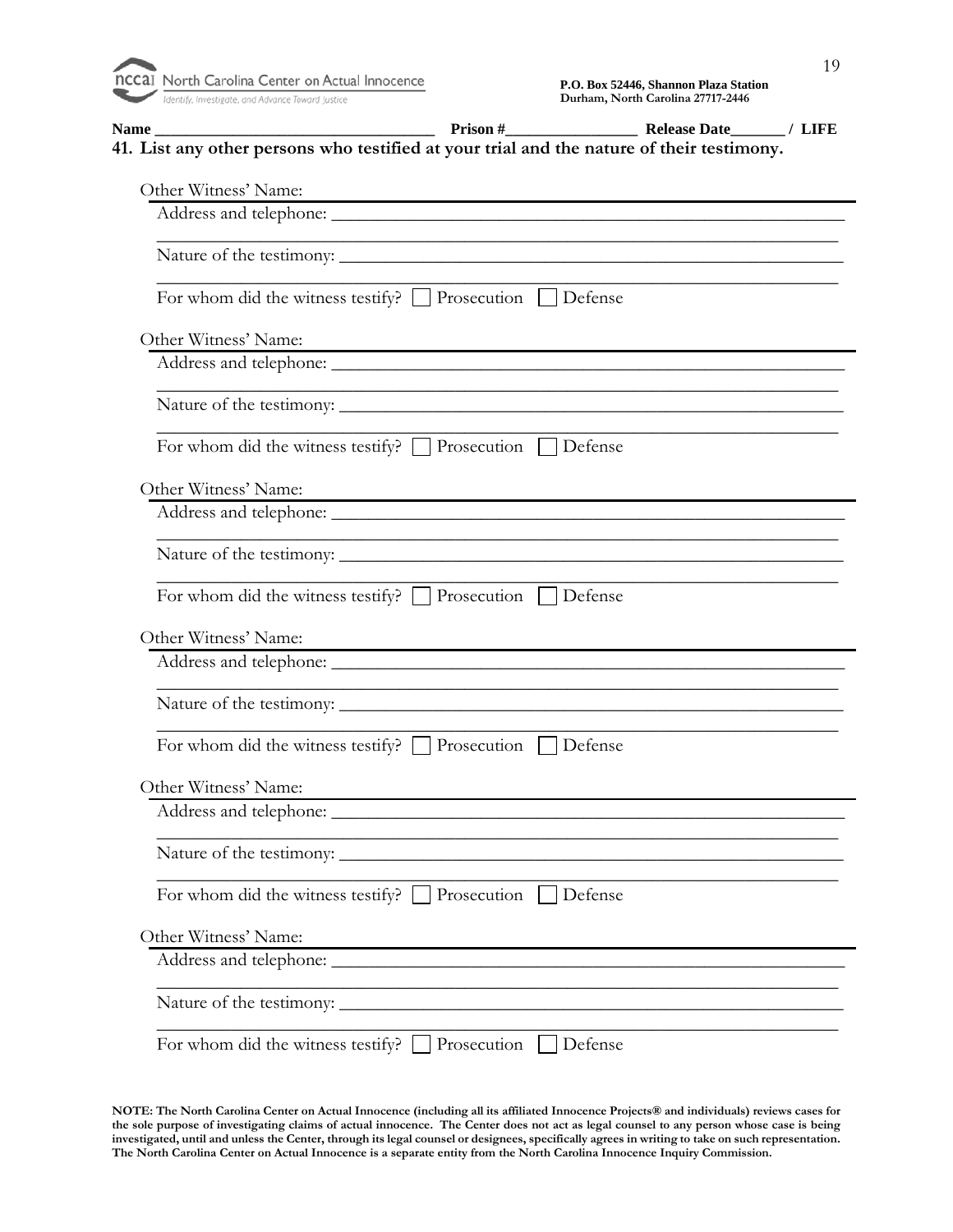North Carolina Center on Actual Innocence
Identify, Investigate, and Advance Toward Justice

**P.O. Box 52446, Shannon Plaza Station**
**Durham, North Carolina 27717-2446**

**Name \_\_\_\_\_\_\_\_\_\_\_\_\_\_\_\_\_\_\_\_\_\_\_\_\_\_\_\_\_\_\_\_\_\_\_\_ Prison #\_\_\_\_\_\_\_\_\_\_\_\_\_\_\_\_\_\_ Release Date\_\_\_\_\_\_\_ / LIFE**

**41. List any other persons who testified at your trial and the nature of their testimony.**

Other Witness' Name: \_\_\_\_\_\_\_\_\_\_\_\_\_\_\_\_\_\_\_\_\_\_\_\_\_\_\_\_\_\_\_\_\_\_\_\_\_\_\_\_\_\_\_\_\_\_\_\_\_\_\_\_

Address and telephone: \_\_\_\_\_\_\_\_\_\_\_\_\_\_\_\_\_\_\_\_\_\_\_\_\_\_\_\_\_\_\_\_\_\_\_\_\_\_\_\_\_\_\_\_\_\_\_\_\_\_\_

\_\_\_\_\_\_\_\_\_\_\_\_\_\_\_\_\_\_\_\_\_\_\_\_\_\_\_\_\_\_\_\_\_\_\_\_\_\_\_\_\_\_\_\_\_\_\_\_\_\_\_\_\_\_\_\_\_\_\_\_\_\_\_\_\_\_\_\_\_\_

Nature of the testimony: \_\_\_\_\_\_\_\_\_\_\_\_\_\_\_\_\_\_\_\_\_\_\_\_\_\_\_\_\_\_\_\_\_\_\_\_\_\_\_\_\_\_\_\_\_\_\_\_\_\_

\_\_\_\_\_\_\_\_\_\_\_\_\_\_\_\_\_\_\_\_\_\_\_\_\_\_\_\_\_\_\_\_\_\_\_\_\_\_\_\_\_\_\_\_\_\_\_\_\_\_\_\_\_\_\_\_\_\_\_\_\_\_\_\_\_\_\_\_\_\_

For whom did the witness testify? ☐ Prosecution ☐ Defense

Other Witness' Name: \_\_\_\_\_\_\_\_\_\_\_\_\_\_\_\_\_\_\_\_\_\_\_\_\_\_\_\_\_\_\_\_\_\_\_\_\_\_\_\_\_\_\_\_\_\_\_\_\_\_\_\_

Address and telephone: \_\_\_\_\_\_\_\_\_\_\_\_\_\_\_\_\_\_\_\_\_\_\_\_\_\_\_\_\_\_\_\_\_\_\_\_\_\_\_\_\_\_\_\_\_\_\_\_\_\_\_

\_\_\_\_\_\_\_\_\_\_\_\_\_\_\_\_\_\_\_\_\_\_\_\_\_\_\_\_\_\_\_\_\_\_\_\_\_\_\_\_\_\_\_\_\_\_\_\_\_\_\_\_\_\_\_\_\_\_\_\_\_\_\_\_\_\_\_\_\_\_

Nature of the testimony: \_\_\_\_\_\_\_\_\_\_\_\_\_\_\_\_\_\_\_\_\_\_\_\_\_\_\_\_\_\_\_\_\_\_\_\_\_\_\_\_\_\_\_\_\_\_\_\_\_\_

\_\_\_\_\_\_\_\_\_\_\_\_\_\_\_\_\_\_\_\_\_\_\_\_\_\_\_\_\_\_\_\_\_\_\_\_\_\_\_\_\_\_\_\_\_\_\_\_\_\_\_\_\_\_\_\_\_\_\_\_\_\_\_\_\_\_\_\_\_\_

For whom did the witness testify? ☐ Prosecution ☐ Defense

Other Witness' Name: \_\_\_\_\_\_\_\_\_\_\_\_\_\_\_\_\_\_\_\_\_\_\_\_\_\_\_\_\_\_\_\_\_\_\_\_\_\_\_\_\_\_\_\_\_\_\_\_\_\_\_\_

Address and telephone: \_\_\_\_\_\_\_\_\_\_\_\_\_\_\_\_\_\_\_\_\_\_\_\_\_\_\_\_\_\_\_\_\_\_\_\_\_\_\_\_\_\_\_\_\_\_\_\_\_\_\_

\_\_\_\_\_\_\_\_\_\_\_\_\_\_\_\_\_\_\_\_\_\_\_\_\_\_\_\_\_\_\_\_\_\_\_\_\_\_\_\_\_\_\_\_\_\_\_\_\_\_\_\_\_\_\_\_\_\_\_\_\_\_\_\_\_\_\_\_\_\_

Nature of the testimony: \_\_\_\_\_\_\_\_\_\_\_\_\_\_\_\_\_\_\_\_\_\_\_\_\_\_\_\_\_\_\_\_\_\_\_\_\_\_\_\_\_\_\_\_\_\_\_\_\_\_

\_\_\_\_\_\_\_\_\_\_\_\_\_\_\_\_\_\_\_\_\_\_\_\_\_\_\_\_\_\_\_\_\_\_\_\_\_\_\_\_\_\_\_\_\_\_\_\_\_\_\_\_\_\_\_\_\_\_\_\_\_\_\_\_\_\_\_\_\_\_

For whom did the witness testify? ☐ Prosecution ☐ Defense

Other Witness' Name: \_\_\_\_\_\_\_\_\_\_\_\_\_\_\_\_\_\_\_\_\_\_\_\_\_\_\_\_\_\_\_\_\_\_\_\_\_\_\_\_\_\_\_\_\_\_\_\_\_\_\_\_

Address and telephone: \_\_\_\_\_\_\_\_\_\_\_\_\_\_\_\_\_\_\_\_\_\_\_\_\_\_\_\_\_\_\_\_\_\_\_\_\_\_\_\_\_\_\_\_\_\_\_\_\_\_\_

\_\_\_\_\_\_\_\_\_\_\_\_\_\_\_\_\_\_\_\_\_\_\_\_\_\_\_\_\_\_\_\_\_\_\_\_\_\_\_\_\_\_\_\_\_\_\_\_\_\_\_\_\_\_\_\_\_\_\_\_\_\_\_\_\_\_\_\_\_\_

Nature of the testimony: \_\_\_\_\_\_\_\_\_\_\_\_\_\_\_\_\_\_\_\_\_\_\_\_\_\_\_\_\_\_\_\_\_\_\_\_\_\_\_\_\_\_\_\_\_\_\_\_\_\_

\_\_\_\_\_\_\_\_\_\_\_\_\_\_\_\_\_\_\_\_\_\_\_\_\_\_\_\_\_\_\_\_\_\_\_\_\_\_\_\_\_\_\_\_\_\_\_\_\_\_\_\_\_\_\_\_\_\_\_\_\_\_\_\_\_\_\_\_\_\_

For whom did the witness testify? ☐ Prosecution ☐ Defense

Other Witness' Name: \_\_\_\_\_\_\_\_\_\_\_\_\_\_\_\_\_\_\_\_\_\_\_\_\_\_\_\_\_\_\_\_\_\_\_\_\_\_\_\_\_\_\_\_\_\_\_\_\_\_\_\_

Address and telephone: \_\_\_\_\_\_\_\_\_\_\_\_\_\_\_\_\_\_\_\_\_\_\_\_\_\_\_\_\_\_\_\_\_\_\_\_\_\_\_\_\_\_\_\_\_\_\_\_\_\_\_

\_\_\_\_\_\_\_\_\_\_\_\_\_\_\_\_\_\_\_\_\_\_\_\_\_\_\_\_\_\_\_\_\_\_\_\_\_\_\_\_\_\_\_\_\_\_\_\_\_\_\_\_\_\_\_\_\_\_\_\_\_\_\_\_\_\_\_\_\_\_

Nature of the testimony: \_\_\_\_\_\_\_\_\_\_\_\_\_\_\_\_\_\_\_\_\_\_\_\_\_\_\_\_\_\_\_\_\_\_\_\_\_\_\_\_\_\_\_\_\_\_\_\_\_\_

\_\_\_\_\_\_\_\_\_\_\_\_\_\_\_\_\_\_\_\_\_\_\_\_\_\_\_\_\_\_\_\_\_\_\_\_\_\_\_\_\_\_\_\_\_\_\_\_\_\_\_\_\_\_\_\_\_\_\_\_\_\_\_\_\_\_\_\_\_\_

For whom did the witness testify? ☐ Prosecution ☐ Defense

Other Witness' Name: \_\_\_\_\_\_\_\_\_\_\_\_\_\_\_\_\_\_\_\_\_\_\_\_\_\_\_\_\_\_\_\_\_\_\_\_\_\_\_\_\_\_\_\_\_\_\_\_\_\_\_\_

Address and telephone: \_\_\_\_\_\_\_\_\_\_\_\_\_\_\_\_\_\_\_\_\_\_\_\_\_\_\_\_\_\_\_\_\_\_\_\_\_\_\_\_\_\_\_\_\_\_\_\_\_\_\_

\_\_\_\_\_\_\_\_\_\_\_\_\_\_\_\_\_\_\_\_\_\_\_\_\_\_\_\_\_\_\_\_\_\_\_\_\_\_\_\_\_\_\_\_\_\_\_\_\_\_\_\_\_\_\_\_\_\_\_\_\_\_\_\_\_\_\_\_\_\_

Nature of the testimony: \_\_\_\_\_\_\_\_\_\_\_\_\_\_\_\_\_\_\_\_\_\_\_\_\_\_\_\_\_\_\_\_\_\_\_\_\_\_\_\_\_\_\_\_\_\_\_\_\_\_

\_\_\_\_\_\_\_\_\_\_\_\_\_\_\_\_\_\_\_\_\_\_\_\_\_\_\_\_\_\_\_\_\_\_\_\_\_\_\_\_\_\_\_\_\_\_\_\_\_\_\_\_\_\_\_\_\_\_\_\_\_\_\_\_\_\_\_\_\_\_

For whom did the witness testify? ☐ Prosecution ☐ Defense

**NOTE: The North Carolina Center on Actual Innocence (including all its affiliated Innocence Projects® and individuals) reviews cases for the sole purpose of investigating claims of actual innocence. The Center does not act as legal counsel to any person whose case is being investigated, until and unless the Center, through its legal counsel or designees, specifically agrees in writing to take on such representation. The North Carolina Center on Actual Innocence is a separate entity from the North Carolina Innocence Inquiry Commission.**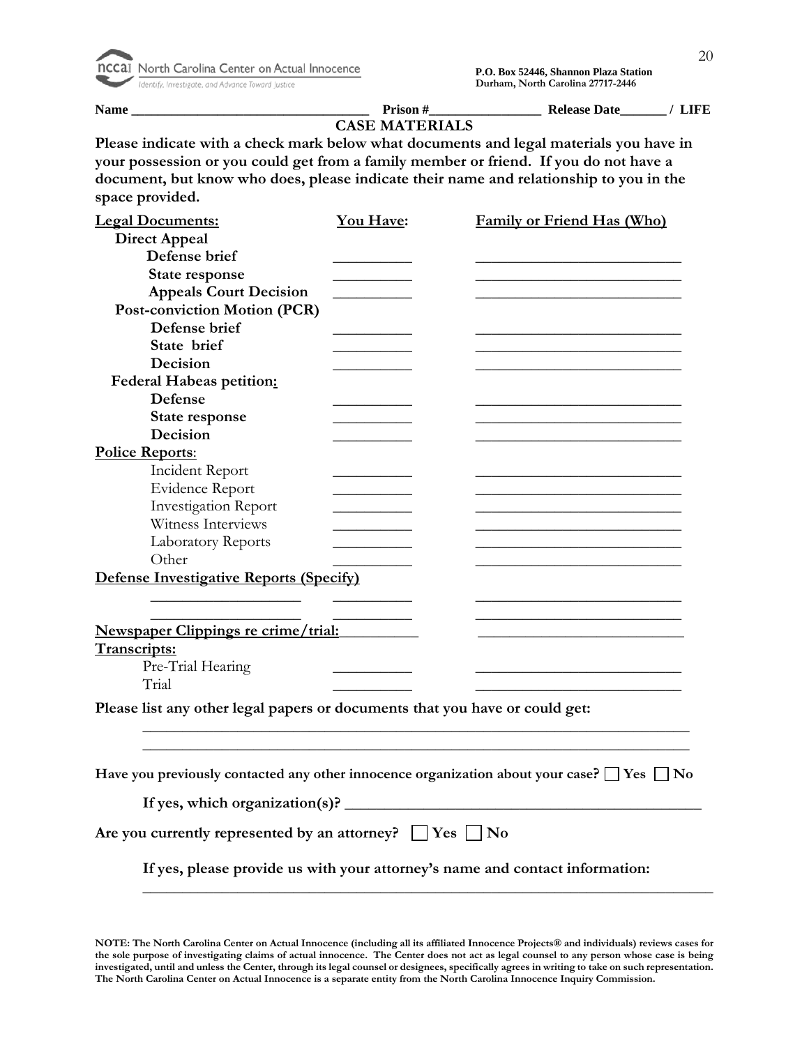nccai North Carolina Center on Actual Innocence
*Identify, Investigate, and Advance Toward Justice*

**P.O. Box 52446, Shannon Plaza Station**
**Durham, North Carolina 27717-2446**

**Name \_\_\_\_\_\_\_\_\_\_\_\_\_\_\_\_\_\_\_\_\_\_\_\_\_\_\_\_\_\_\_\_\_\_ Prison #\_\_\_\_\_\_\_\_\_\_\_\_\_\_\_\_ Release Date\_\_\_\_\_\_\_ / LIFE**

## CASE MATERIALS

**Please indicate with a check mark below what documents and legal materials you have in your possession or you could get from a family member or friend. If you do not have a document, but know who does, please indicate their name and relationship to you in the space provided.**

| **Legal Documents:** | **You Have:** | **Family or Friend Has (Who)** |
|---|---|---|
| **Direct Appeal** | | |
| **Defense brief** | \_\_\_\_\_\_\_\_\_\_ | \_\_\_\_\_\_\_\_\_\_\_\_\_\_\_\_\_\_\_\_\_\_\_\_\_\_\_ |
| **State response** | \_\_\_\_\_\_\_\_\_\_ | \_\_\_\_\_\_\_\_\_\_\_\_\_\_\_\_\_\_\_\_\_\_\_\_\_\_\_ |
| **Appeals Court Decision** | \_\_\_\_\_\_\_\_\_\_ | \_\_\_\_\_\_\_\_\_\_\_\_\_\_\_\_\_\_\_\_\_\_\_\_\_\_\_ |
| **Post-conviction Motion (PCR)** | | |
| **Defense brief** | \_\_\_\_\_\_\_\_\_\_ | \_\_\_\_\_\_\_\_\_\_\_\_\_\_\_\_\_\_\_\_\_\_\_\_\_\_\_ |
| **State brief** | \_\_\_\_\_\_\_\_\_\_ | \_\_\_\_\_\_\_\_\_\_\_\_\_\_\_\_\_\_\_\_\_\_\_\_\_\_\_ |
| **Decision** | \_\_\_\_\_\_\_\_\_\_ | \_\_\_\_\_\_\_\_\_\_\_\_\_\_\_\_\_\_\_\_\_\_\_\_\_\_\_ |
| **Federal Habeas petition:** | | |
| **Defense** | \_\_\_\_\_\_\_\_\_\_ | \_\_\_\_\_\_\_\_\_\_\_\_\_\_\_\_\_\_\_\_\_\_\_\_\_\_\_ |
| **State response** | \_\_\_\_\_\_\_\_\_\_ | \_\_\_\_\_\_\_\_\_\_\_\_\_\_\_\_\_\_\_\_\_\_\_\_\_\_\_ |
| **Decision** | \_\_\_\_\_\_\_\_\_\_ | \_\_\_\_\_\_\_\_\_\_\_\_\_\_\_\_\_\_\_\_\_\_\_\_\_\_\_ |
| **Police Reports:** | | |
| Incident Report | \_\_\_\_\_\_\_\_\_\_ | \_\_\_\_\_\_\_\_\_\_\_\_\_\_\_\_\_\_\_\_\_\_\_\_\_\_\_ |
| Evidence Report | \_\_\_\_\_\_\_\_\_\_ | \_\_\_\_\_\_\_\_\_\_\_\_\_\_\_\_\_\_\_\_\_\_\_\_\_\_\_ |
| Investigation Report | \_\_\_\_\_\_\_\_\_\_ | \_\_\_\_\_\_\_\_\_\_\_\_\_\_\_\_\_\_\_\_\_\_\_\_\_\_\_ |
| Witness Interviews | \_\_\_\_\_\_\_\_\_\_ | \_\_\_\_\_\_\_\_\_\_\_\_\_\_\_\_\_\_\_\_\_\_\_\_\_\_\_ |
| Laboratory Reports | \_\_\_\_\_\_\_\_\_\_ | \_\_\_\_\_\_\_\_\_\_\_\_\_\_\_\_\_\_\_\_\_\_\_\_\_\_\_ |
| Other | \_\_\_\_\_\_\_\_\_\_ | \_\_\_\_\_\_\_\_\_\_\_\_\_\_\_\_\_\_\_\_\_\_\_\_\_\_\_ |
| **Defense Investigative Reports (Specify)** | | |
| \_\_\_\_\_\_\_\_\_\_\_\_\_\_\_\_\_\_\_\_ | \_\_\_\_\_\_\_\_\_\_ | \_\_\_\_\_\_\_\_\_\_\_\_\_\_\_\_\_\_\_\_\_\_\_\_\_\_\_ |
| \_\_\_\_\_\_\_\_\_\_\_\_\_\_\_\_\_\_\_\_ | \_\_\_\_\_\_\_\_\_\_ | \_\_\_\_\_\_\_\_\_\_\_\_\_\_\_\_\_\_\_\_\_\_\_\_\_\_\_ |
| **Newspaper Clippings re crime/trial:** | \_\_\_\_\_\_\_\_\_\_ | \_\_\_\_\_\_\_\_\_\_\_\_\_\_\_\_\_\_\_\_\_\_\_\_\_\_\_ |
| **Transcripts:** | | |
| Pre-Trial Hearing | \_\_\_\_\_\_\_\_\_\_ | \_\_\_\_\_\_\_\_\_\_\_\_\_\_\_\_\_\_\_\_\_\_\_\_\_\_\_ |
| Trial | \_\_\_\_\_\_\_\_\_\_ | \_\_\_\_\_\_\_\_\_\_\_\_\_\_\_\_\_\_\_\_\_\_\_\_\_\_\_ |

**Please list any other legal papers or documents that you have or could get:**

\_\_\_\_\_\_\_\_\_\_\_\_\_\_\_\_\_\_\_\_\_\_\_\_\_\_\_\_\_\_\_\_\_\_\_\_\_\_\_\_\_\_\_\_\_\_\_\_\_\_\_\_\_\_\_\_\_\_\_\_\_\_\_\_\_\_\_\_\_\_

\_\_\_\_\_\_\_\_\_\_\_\_\_\_\_\_\_\_\_\_\_\_\_\_\_\_\_\_\_\_\_\_\_\_\_\_\_\_\_\_\_\_\_\_\_\_\_\_\_\_\_\_\_\_\_\_\_\_\_\_\_\_\_\_\_\_\_\_\_\_

**Have you previously contacted any other innocence organization about your case? ☐ Yes ☐ No**

**If yes, which organization(s)? \_\_\_\_\_\_\_\_\_\_\_\_\_\_\_\_\_\_\_\_\_\_\_\_\_\_\_\_\_\_\_\_\_\_\_\_\_\_\_\_\_\_\_\_\_\_**

**Are you currently represented by an attorney? ☐ Yes ☐ No**

**If yes, please provide us with your attorney's name and contact information:**

\_\_\_\_\_\_\_\_\_\_\_\_\_\_\_\_\_\_\_\_\_\_\_\_\_\_\_\_\_\_\_\_\_\_\_\_\_\_\_\_\_\_\_\_\_\_\_\_\_\_\_\_\_\_\_\_\_\_\_\_\_\_\_\_\_\_\_\_\_\_

**NOTE: The North Carolina Center on Actual Innocence (including all its affiliated Innocence Projects® and individuals) reviews cases for the sole purpose of investigating claims of actual innocence. The Center does not act as legal counsel to any person whose case is being investigated, until and unless the Center, through its legal counsel or designees, specifically agrees in writing to take on such representation. The North Carolina Center on Actual Innocence is a separate entity from the North Carolina Innocence Inquiry Commission.**